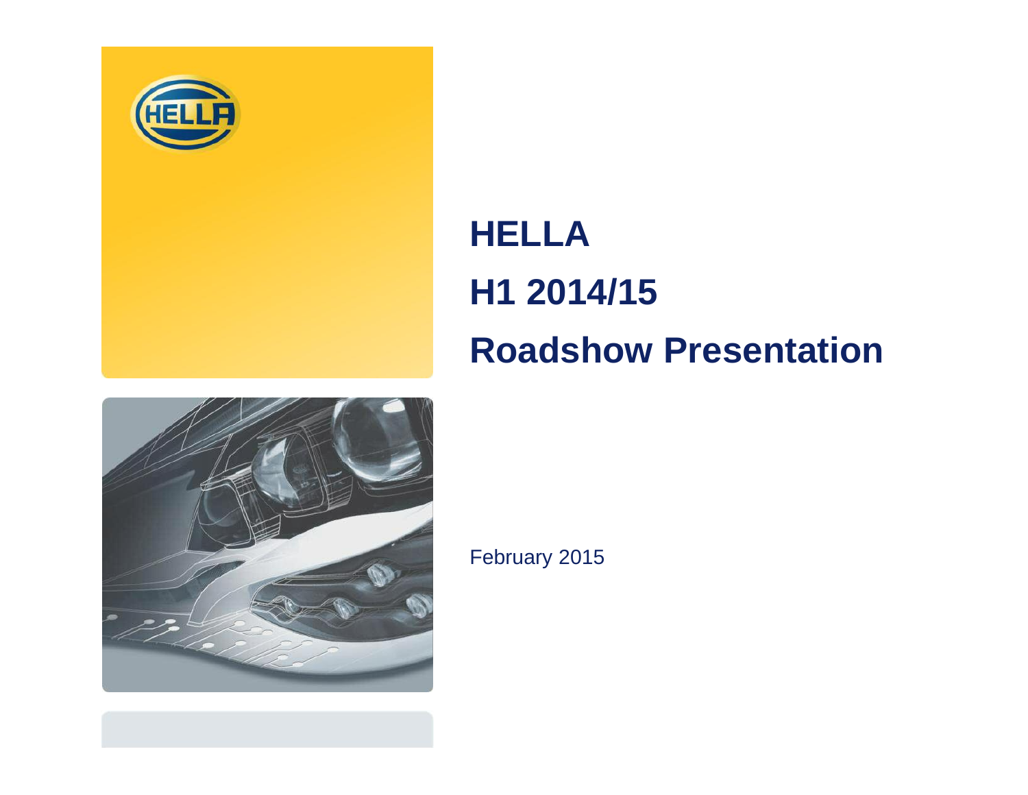# HELLA

# H1 2014/15

# Roadshow Presentation

February 2015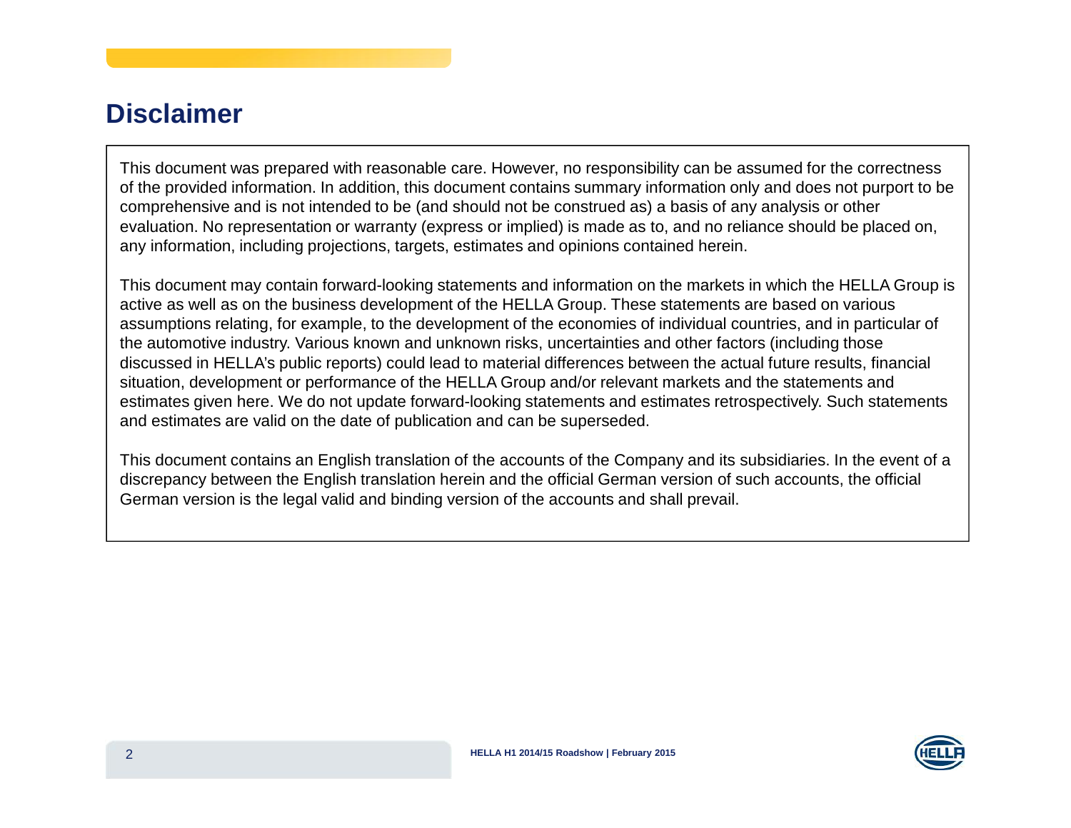# Disclaimer

This document was prepared with reasonable care. However, no responsibility can be assumed for the correctness of the provided information. In addition, this document contains summary information only and does not purport to be comprehensive and is not intended to be (and should not be construed as) a basis of any analysis or other evaluation. No representation or warranty (express or implied) is made as to, and no reliance should be placed on, any information, including projections, targets, estimates and opinions contained herein.

This document may contain forward-looking statements and information on the markets in which the HELLA Group is active as well as on the business development of the HELLA Group. These statements are based on various assumptions relating, for example, to the development of the economies of individual countries, and in particular of the automotive industry. Various known and unknown risks, uncertainties and other factors (including those discussed in HELLA's public reports) could lead to material differences between the actual future results, financial situation, development or performance of the HELLA Group and/or relevant markets and the statements and estimates given here. We do not update forward-looking statements and estimates retrospectively. Such statements and estimates are valid on the date of publication and can be superseded.

This document contains an English translation of the accounts of the Company and its subsidiaries. In the event of a discrepancy between the English translation herein and the official German version of such accounts, the official German version is the legal valid and binding version of the accounts and shall prevail.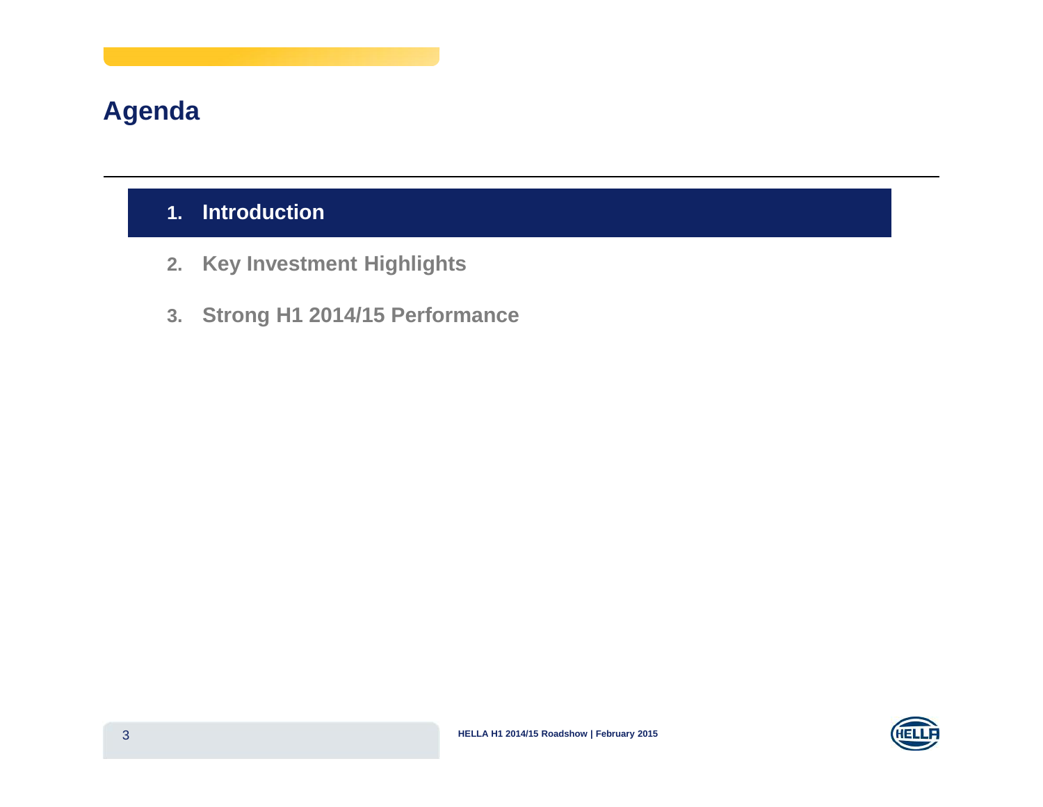# Agenda

1. **Introduction**
2. **Key Investment Highlights**
3. **Strong H1 2014/15 Performance**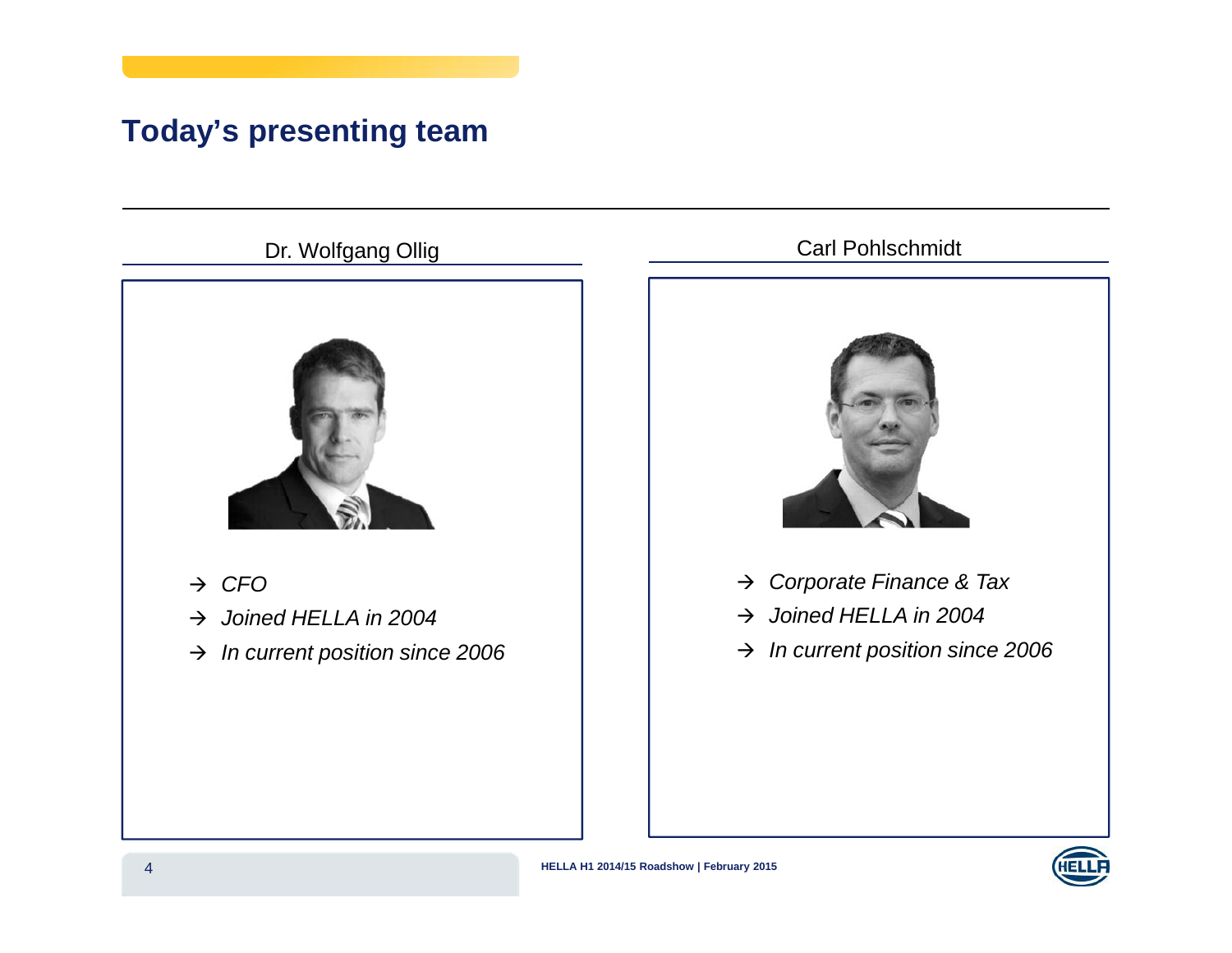# Today's presenting team

## Dr. Wolfgang Ollig

- *CFO*
- *Joined HELLA in 2004*
- *In current position since 2006*

## Carl Pohlschmidt

- *Corporate Finance & Tax*
- *Joined HELLA in 2004*
- *In current position since 2006*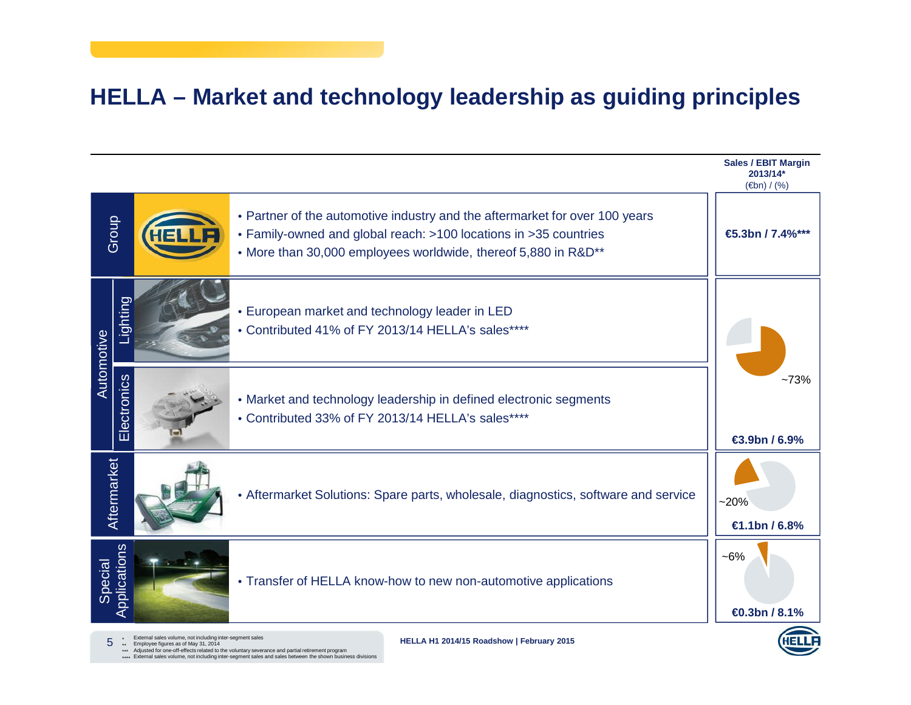# HELLA – Market and technology leadership as guiding principles

| Segment | | Description | Sales / EBIT Margin 2013/14* (€bn) / (%) |
|---|---|---|---|
| Group | | • Partner of the automotive industry and the aftermarket for over 100 years<br>• Family-owned and global reach: >100 locations in >35 countries<br>• More than 30,000 employees worldwide, thereof 5,880 in R&D** | €5.3bn / 7.4%*** |
| Automotive | Lighting | • European market and technology leader in LED<br>• Contributed 41% of FY 2013/14 HELLA's sales**** | ~73%<br>€3.9bn / 6.9% |
| | Electronics | • Market and technology leadership in defined electronic segments<br>• Contributed 33% of FY 2013/14 HELLA's sales**** | |
| Aftermarket | | • Aftermarket Solutions: Spare parts, wholesale, diagnostics, software and service | ~20%<br>€1.1bn / 6.8% |
| Special Applications | | • Transfer of HELLA know-how to new non-automotive applications | ~6%<br>€0.3bn / 8.1% |

\* External sales volume, not including inter-segment sales
\** Employee figures as of May 31, 2014
\*** Adjusted for one-off-effects related to the voluntary severance and partial retirement program
\**** External sales volume, not including inter-segment sales and sales between the shown business divisions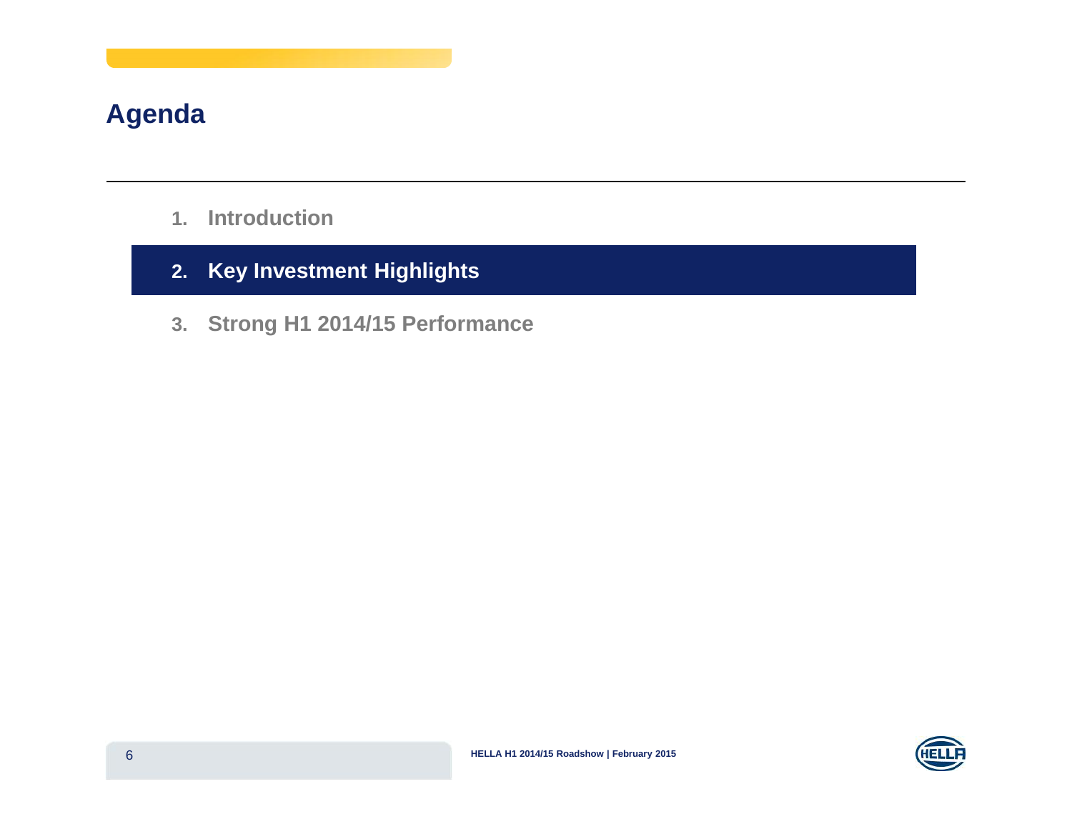# Agenda

1. Introduction
2. **Key Investment Highlights**
3. Strong H1 2014/15 Performance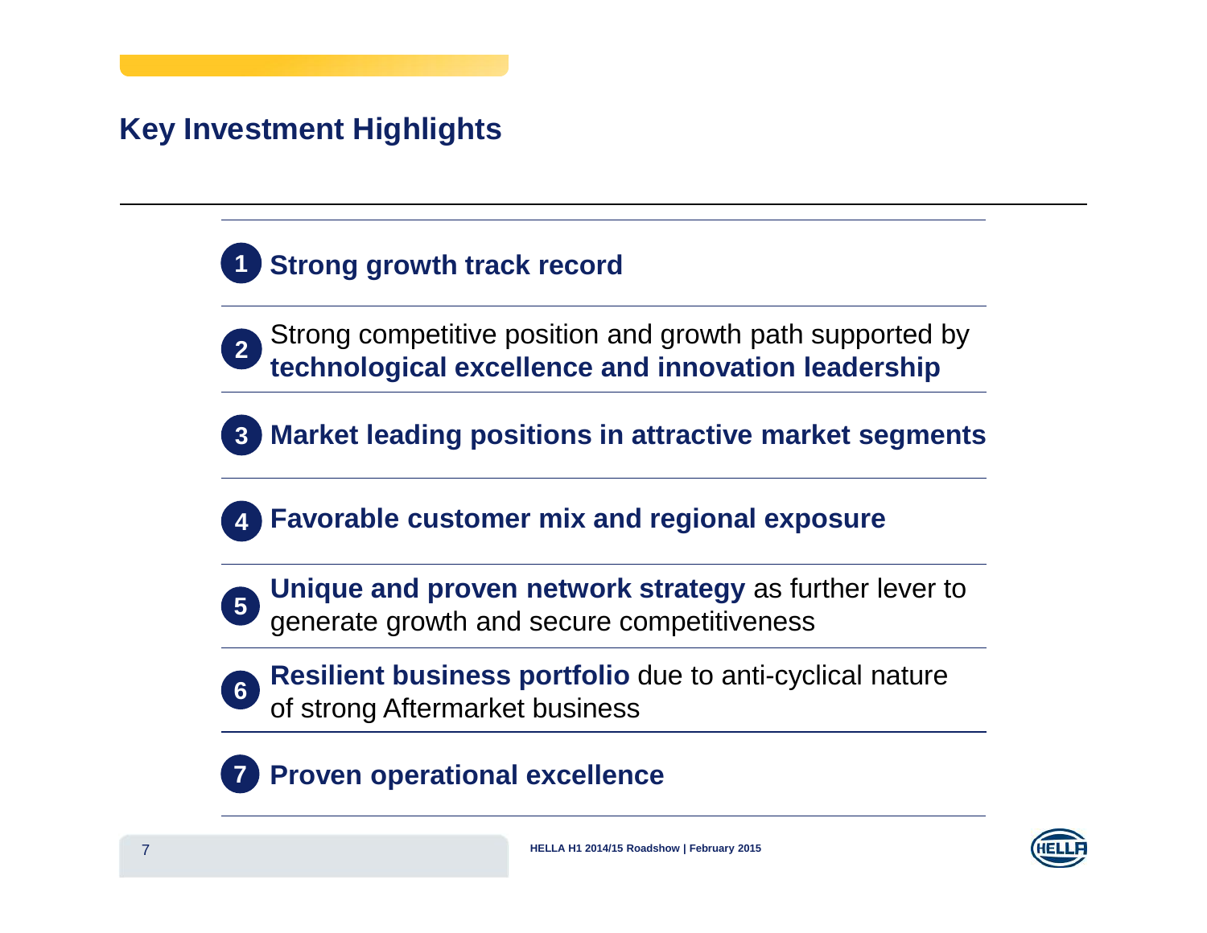# Key Investment Highlights

1. **Strong growth track record**
2. Strong competitive position and growth path supported by **technological excellence and innovation leadership**
3. **Market leading positions in attractive market segments**
4. **Favorable customer mix and regional exposure**
5. **Unique and proven network strategy** as further lever to generate growth and secure competitiveness
6. **Resilient business portfolio** due to anti-cyclical nature of strong Aftermarket business
7. **Proven operational excellence**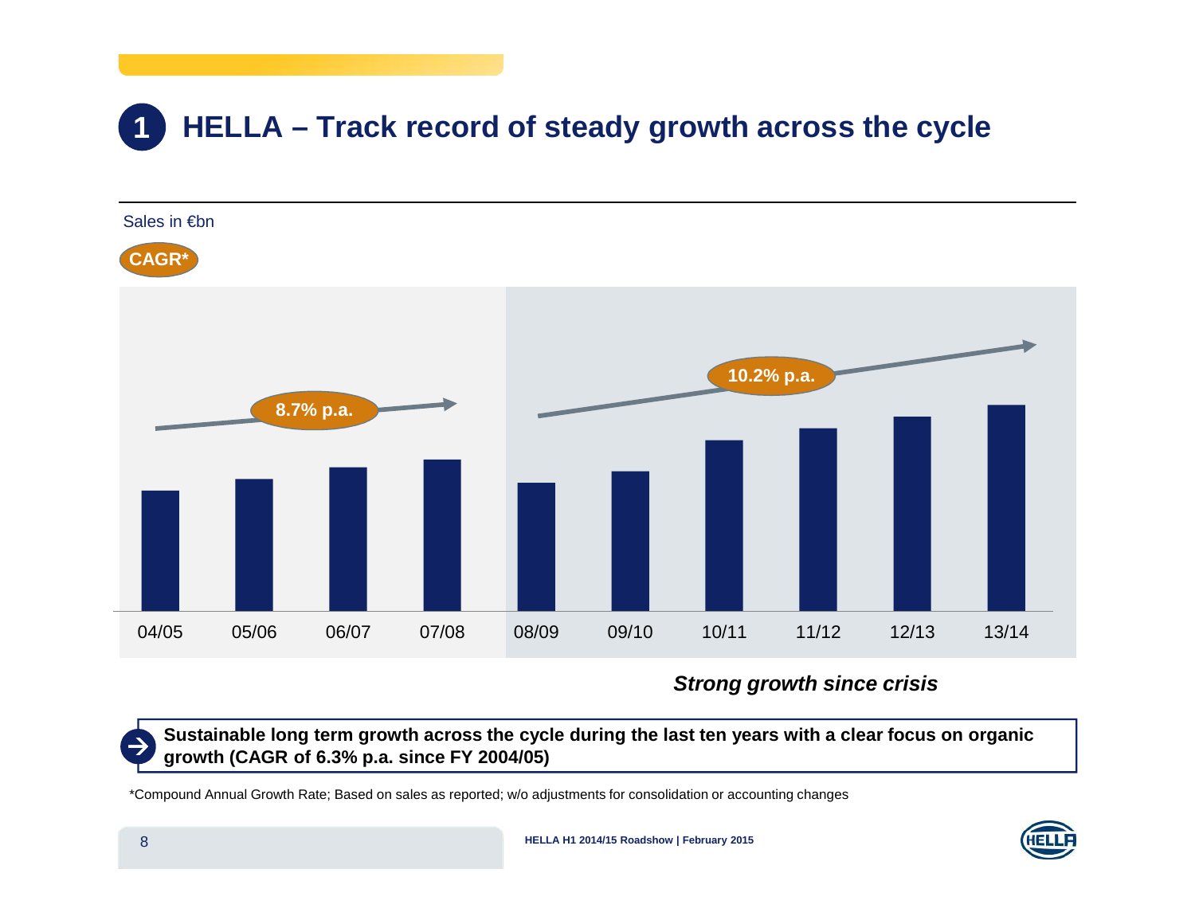# HELLA – Track record of steady growth across the cycle

Sales in €bn

CAGR*

8.7% p.a.

10.2% p.a.

04/05 05/06 06/07 07/08 08/09 09/10 10/11 11/12 12/13 13/14

*Strong growth since crisis*

**Sustainable long term growth across the cycle during the last ten years with a clear focus on organic growth (CAGR of 6.3% p.a. since FY 2004/05)**

*Compound Annual Growth Rate; Based on sales as reported; w/o adjustments for consolidation or accounting changes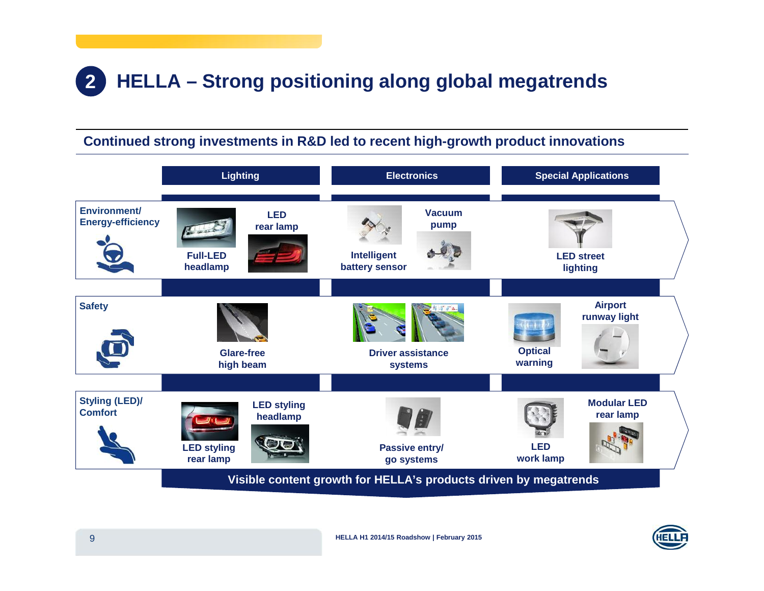## 2 HELLA – Strong positioning along global megatrends

### Continued strong investments in R&D led to recent high-growth product innovations

| | Lighting | Electronics | Special Applications |
|---|---|---|---|
| **Environment/ Energy-efficiency** | Full-LED headlamp; LED rear lamp | Intelligent battery sensor; Vacuum pump | LED street lighting |
| **Safety** | Glare-free high beam | Driver assistance systems | Optical warning; Airport runway light |
| **Styling (LED)/ Comfort** | LED styling rear lamp; LED styling headlamp | Passive entry/ go systems | LED work lamp; Modular LED rear lamp |

**Visible content growth for HELLA's products driven by megatrends**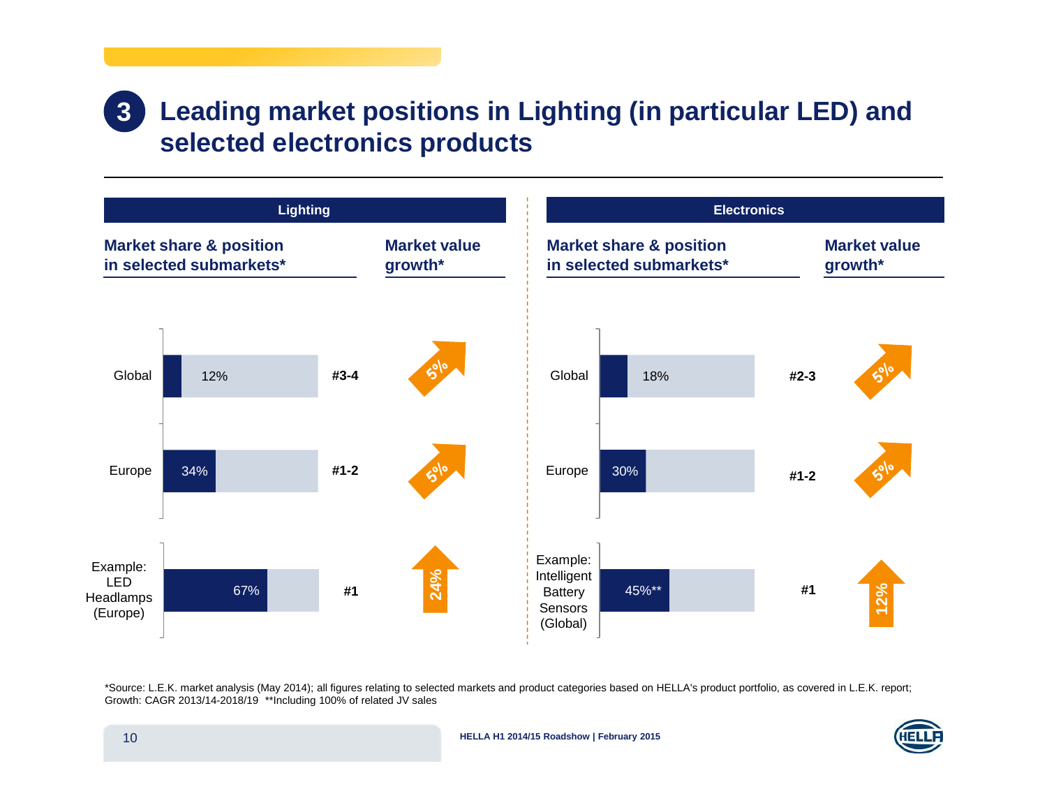# 3 Leading market positions in Lighting (in particular LED) and selected electronics products

## Lighting

| Submarket | Market share & position in selected submarkets* | Position | Market value growth* |
|---|---|---|---|
| Global | 12% | #3-4 | 5% |
| Europe | 34% | #1-2 | 5% |
| Example: LED Headlamps (Europe) | 67% | #1 | 24% |

## Electronics

| Submarket | Market share & position in selected submarkets* | Position | Market value growth* |
|---|---|---|---|
| Global | 18% | #2-3 | 5% |
| Europe | 30% | #1-2 | 5% |
| Example: Intelligent Battery Sensors (Global) | 45%** | #1 | 12% |

*Source: L.E.K. market analysis (May 2014); all figures relating to selected markets and product categories based on HELLA's product portfolio, as covered in L.E.K. report; Growth: CAGR 2013/14-2018/19 **Including 100% of related JV sales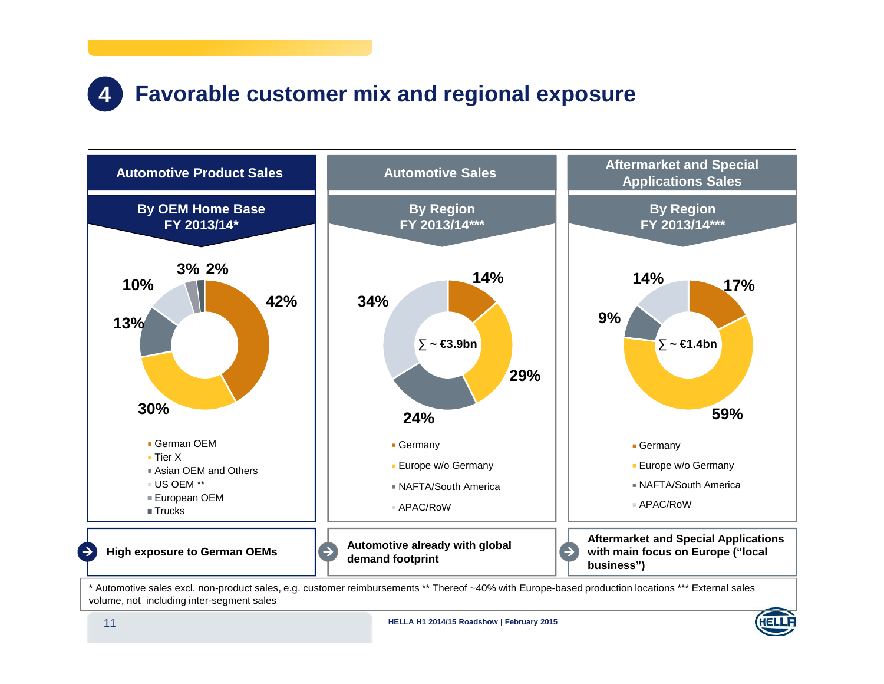# 4 Favorable customer mix and regional exposure

## Automotive Product Sales

### By OEM Home Base FY 2013/14*

| Segment | Share |
|---|---|
| German OEM | 42% |
| Tier X | 30% |
| Asian OEM and Others | 13% |
| US OEM ** | 10% |
| European OEM | 3% |
| Trucks | 2% |

→ **High exposure to German OEMs**

## Automotive Sales

### By Region FY 2013/14***

∑ ~ €3.9bn

| Region | Share |
|---|---|
| Germany | 14% |
| Europe w/o Germany | 29% |
| NAFTA/South America | 24% |
| APAC/RoW | 34% |

→ **Automotive already with global demand footprint**

## Aftermarket and Special Applications Sales

### By Region FY 2013/14***

∑ ~ €1.4bn

| Region | Share |
|---|---|
| Germany | 17% |
| Europe w/o Germany | 59% |
| NAFTA/South America | 9% |
| APAC/RoW | 14% |

→ **Aftermarket and Special Applications with main focus on Europe ("local business")**

* Automotive sales excl. non-product sales, e.g. customer reimbursements ** Thereof ~40% with Europe-based production locations *** External sales volume, not including inter-segment sales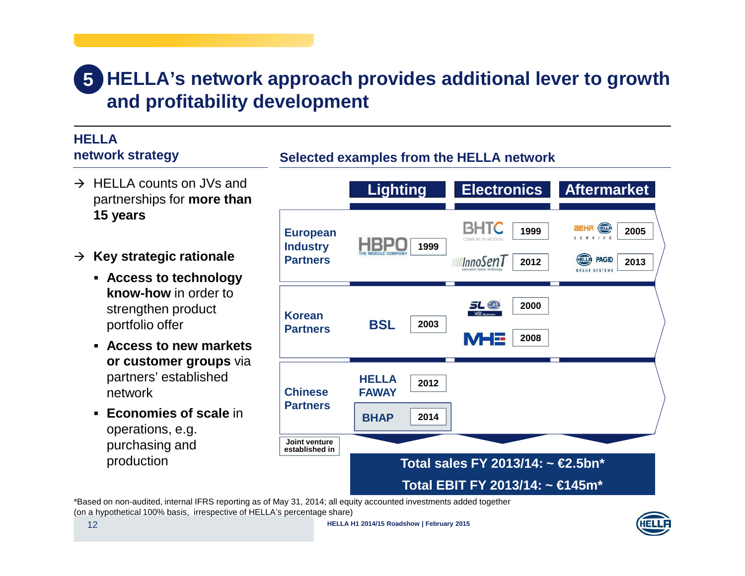# 5 HELLA's network approach provides additional lever to growth and profitability development

## HELLA network strategy

- → HELLA counts on JVs and partnerships for **more than 15 years**
- → **Key strategic rationale**
  - **Access to technology know-how** in order to strengthen product portfolio offer
  - **Access to new markets or customer groups** via partners' established network
  - **Economies of scale** in operations, e.g. purchasing and production

## Selected examples from the HELLA network

| | Lighting | Electronics | Aftermarket |
|---|---|---|---|
| **European Industry Partners** | HBPO 1999 | BHTC 1999; InnoSenT 2012 | BEHR HELLA Service 2005; HELLA PAGID Brake Systems 2013 |
| **Korean Partners** | BSL 2003 | SL HELLA (HSL Electronics) 2000; MHE 2008 | |
| **Chinese Partners** | HELLA FAWAY 2012; BHAP 2014 | | |

Joint venture established in

**Total sales FY 2013/14: ~ €2.5bn***

**Total EBIT FY 2013/14: ~ €145m***

*Based on non-audited, internal IFRS reporting as of May 31, 2014; all equity accounted investments added together (on a hypothetical 100% basis, irrespective of HELLA's percentage share)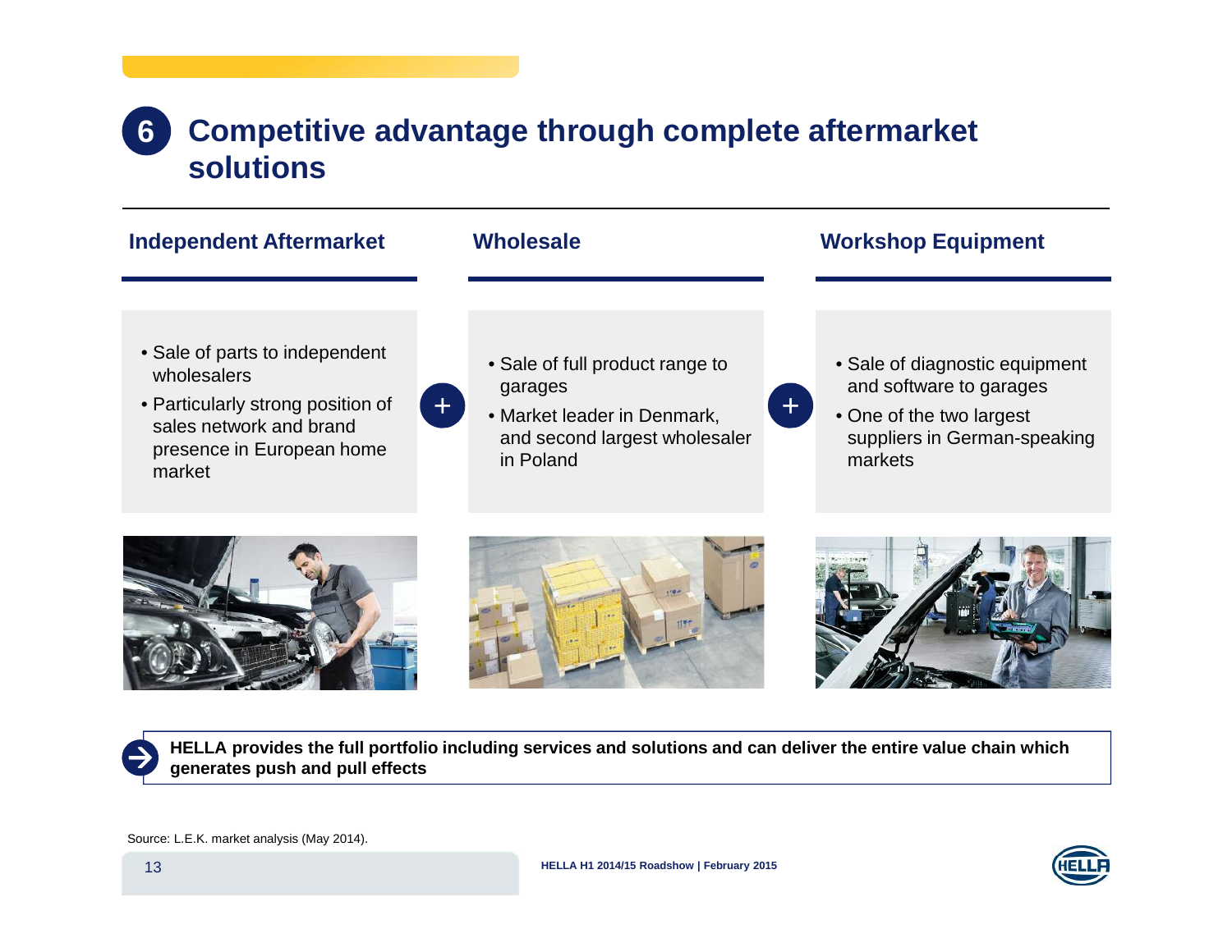# 6 Competitive advantage through complete aftermarket solutions

### Independent Aftermarket

- Sale of parts to independent wholesalers
- Particularly strong position of sales network and brand presence in European home market

+

### Wholesale

- Sale of full product range to garages
- Market leader in Denmark, and second largest wholesaler in Poland

+

### Workshop Equipment

- Sale of diagnostic equipment and software to garages
- One of the two largest suppliers in German-speaking markets

**HELLA provides the full portfolio including services and solutions and can deliver the entire value chain which generates push and pull effects**

Source: L.E.K. market analysis (May 2014).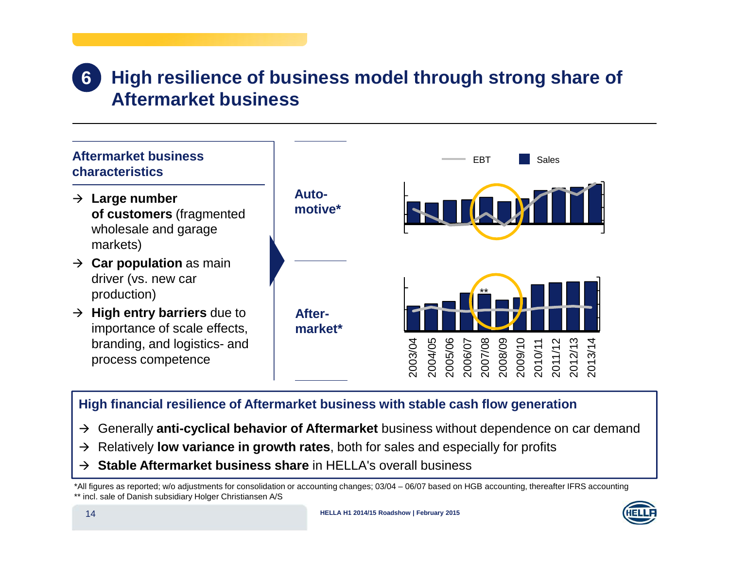# 6 High resilience of business model through strong share of Aftermarket business

## Aftermarket business characteristics

- → **Large number of customers** (fragmented wholesale and garage markets)
- → **Car population** as main driver (vs. new car production)
- → **High entry barriers** due to importance of scale effects, branding, and logistics- and process competence

EBT | Sales

**Auto-motive***

**After-market***

**

2003/04, 2004/05, 2005/06, 2006/07, 2007/08, 2008/09, 2009/10, 2010/11, 2011/12, 2012/13, 2013/14

## High financial resilience of Aftermarket business with stable cash flow generation

- → Generally **anti-cyclical behavior of Aftermarket** business without dependence on car demand
- → Relatively **low variance in growth rates**, both for sales and especially for profits
- → **Stable Aftermarket business share** in HELLA's overall business

*All figures as reported; w/o adjustments for consolidation or accounting changes; 03/04 – 06/07 based on HGB accounting, thereafter IFRS accounting
** incl. sale of Danish subsidiary Holger Christiansen A/S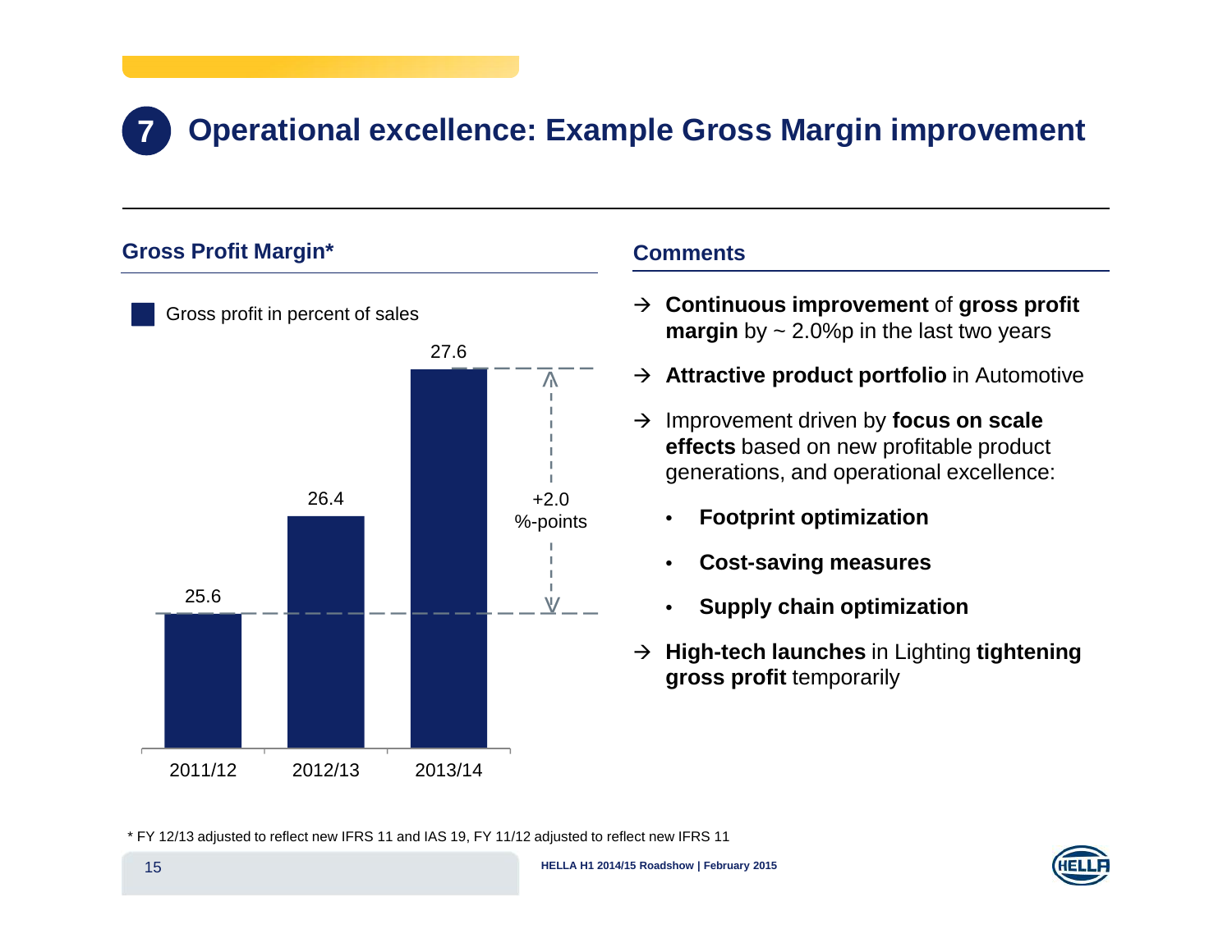# 7 Operational excellence: Example Gross Margin improvement

## Gross Profit Margin*

Gross profit in percent of sales

| | 2011/12 | 2012/13 | 2013/14 |
|---|---|---|---|
| Gross profit in percent of sales | 25.6 | 26.4 | 27.6 |

+2.0 %-points

## Comments

→ **Continuous improvement** of **gross profit margin** by ~ 2.0%p in the last two years

→ **Attractive product portfolio** in Automotive

→ Improvement driven by **focus on scale effects** based on new profitable product generations, and operational excellence:

- **Footprint optimization**
- **Cost-saving measures**
- **Supply chain optimization**

→ **High-tech launches** in Lighting **tightening gross profit** temporarily

* FY 12/13 adjusted to reflect new IFRS 11 and IAS 19, FY 11/12 adjusted to reflect new IFRS 11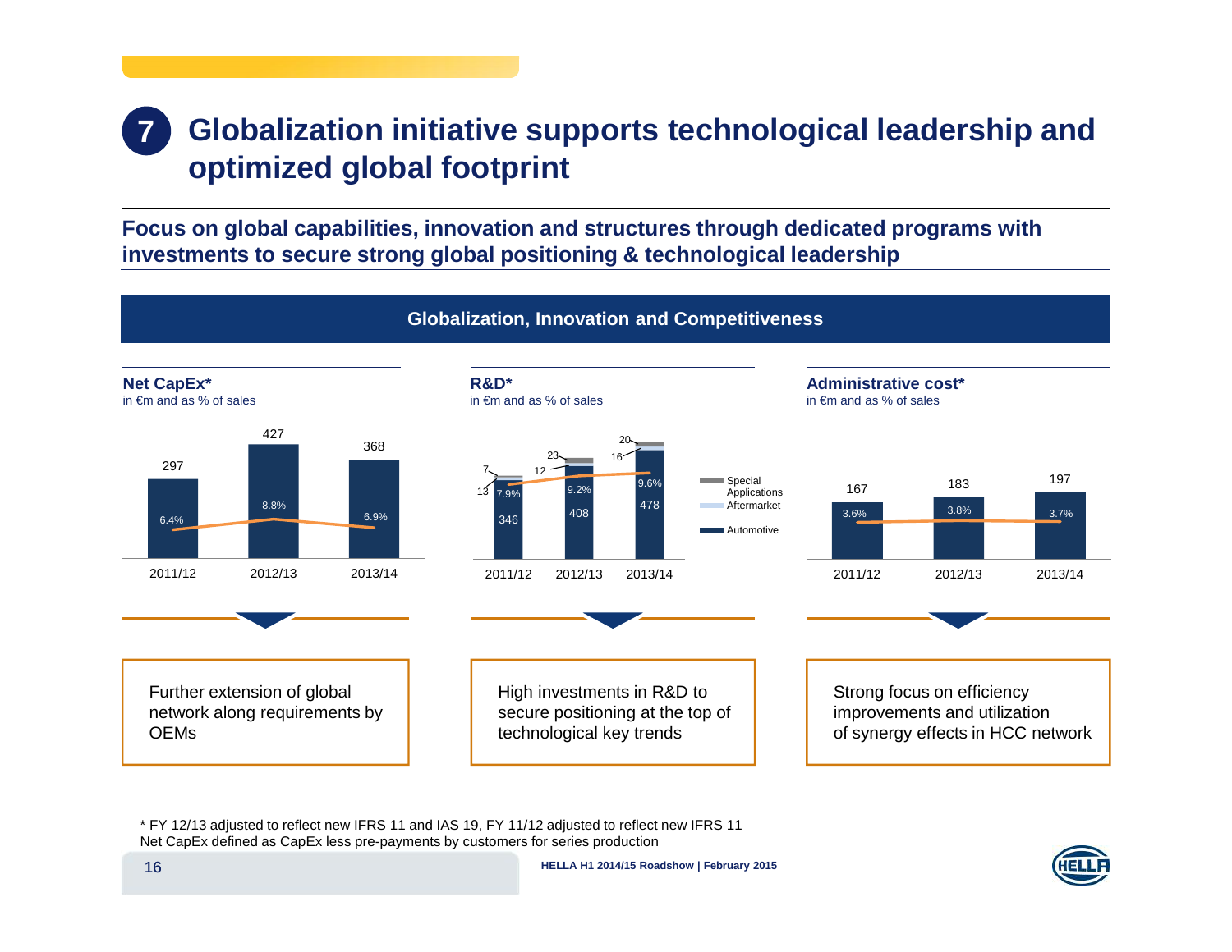# 7 Globalization initiative supports technological leadership and optimized global footprint

**Focus on global capabilities, innovation and structures through dedicated programs with investments to secure strong global positioning & technological leadership**

## Globalization, Innovation and Competitiveness

**Net CapEx***
in €m and as % of sales

| | 2011/12 | 2012/13 | 2013/14 |
|---|---|---|---|
| Net CapEx (€m) | 297 | 427 | 368 |
| % of sales | 6.4% | 8.8% | 6.9% |

Further extension of global network along requirements by OEMs

**R&D***
in €m and as % of sales

| | 2011/12 | 2012/13 | 2013/14 |
|---|---|---|---|
| Automotive | 346 | 408 | 478 |
| Aftermarket | 13 | 12 | 16 |
| Special Applications | 7 | 23 | 20 |
| % of sales | 7.9% | 9.2% | 9.6% |

High investments in R&D to secure positioning at the top of technological key trends

**Administrative cost***
in €m and as % of sales

| | 2011/12 | 2012/13 | 2013/14 |
|---|---|---|---|
| Administrative cost (€m) | 167 | 183 | 197 |
| % of sales | 3.6% | 3.8% | 3.7% |

Strong focus on efficiency improvements and utilization of synergy effects in HCC network

* FY 12/13 adjusted to reflect new IFRS 11 and IAS 19, FY 11/12 adjusted to reflect new IFRS 11
Net CapEx defined as CapEx less pre-payments by customers for series production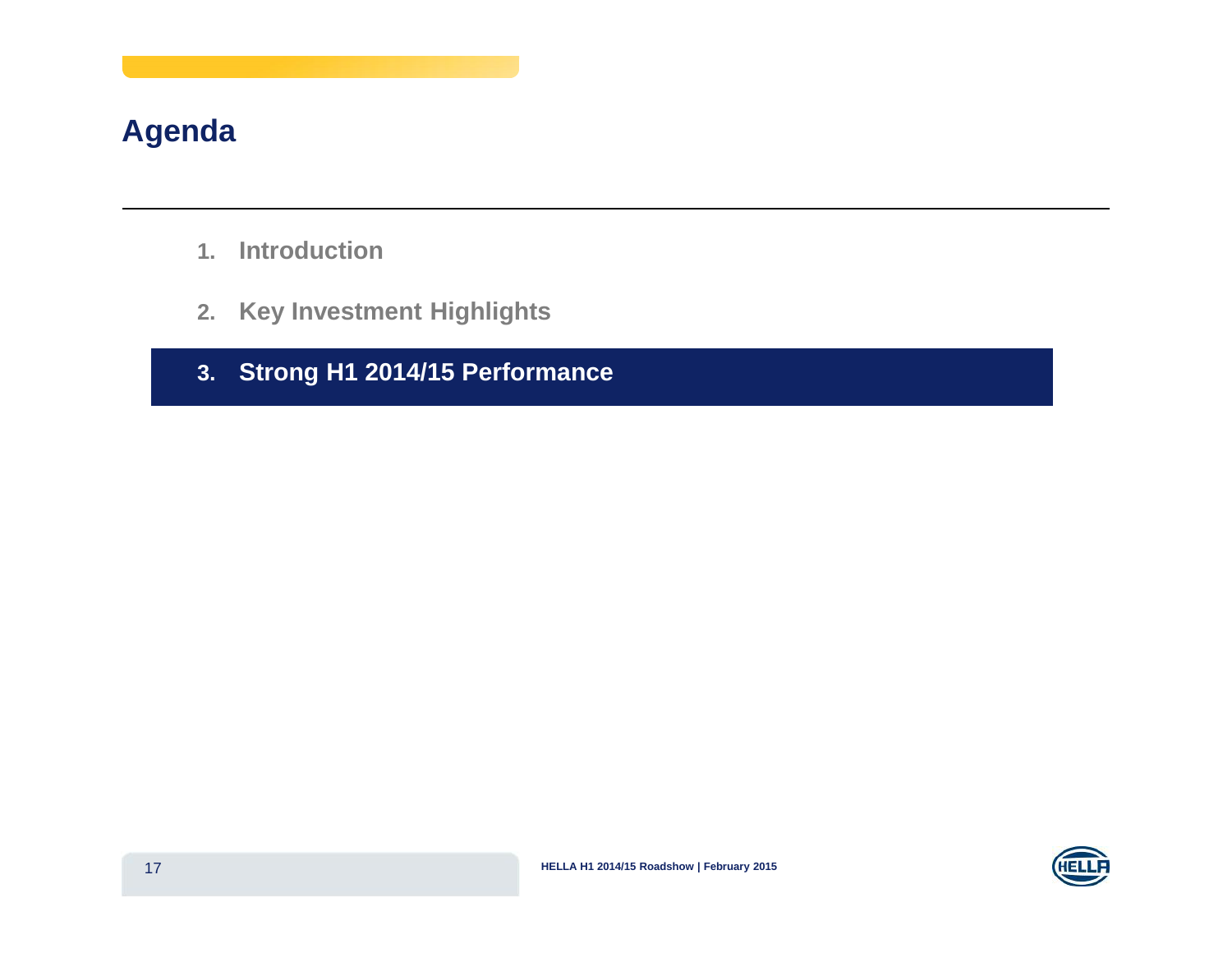# Agenda

1. Introduction
2. Key Investment Highlights
3. **Strong H1 2014/15 Performance**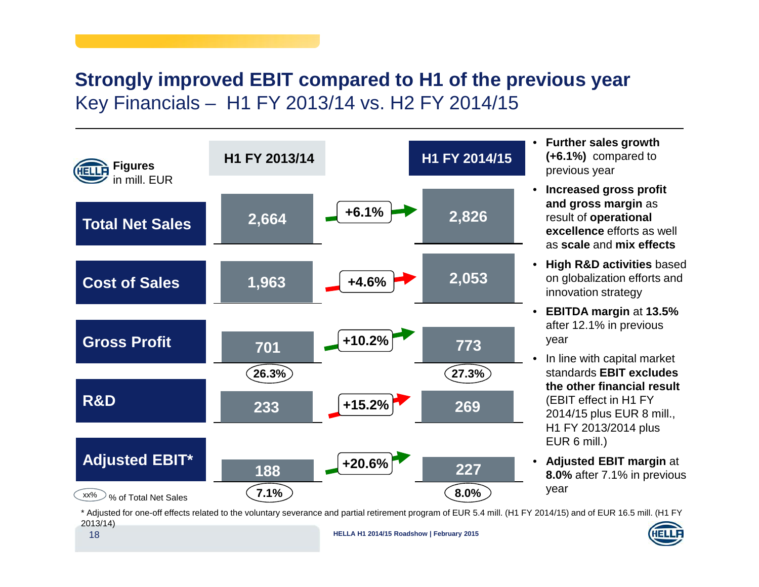# Strongly improved EBIT compared to H1 of the previous year

## Key Financials – H1 FY 2013/14 vs. H2 FY 2014/15

**Figures** in mill. EUR

| | H1 FY 2013/14 | Change | H1 FY 2014/15 |
|---|---|---|---|
| **Total Net Sales** | 2,664 | +6.1% | 2,826 |
| **Cost of Sales** | 1,963 | +4.6% | 2,053 |
| **Gross Profit** | 701 (26.3%) | +10.2% | 773 (27.3%) |
| **R&D** | 233 | +15.2% | 269 |
| **Adjusted EBIT*** | 188 (7.1%) | +20.6% | 227 (8.0%) |

(xx%) % of Total Net Sales

- **Further sales growth (+6.1%)** compared to previous year
- **Increased gross profit and gross margin** as result of **operational excellence** efforts as well as **scale** and **mix effects**
- **High R&D activities** based on globalization efforts and innovation strategy
- **EBITDA margin** at **13.5%** after 12.1% in previous year
- In line with capital market standards **EBIT excludes the other financial result** (EBIT effect in H1 FY 2014/15 plus EUR 8 mill., H1 FY 2013/2014 plus EUR 6 mill.)
- **Adjusted EBIT margin** at **8.0%** after 7.1% in previous year

* Adjusted for one-off effects related to the voluntary severance and partial retirement program of EUR 5.4 mill. (H1 FY 2014/15) and of EUR 16.5 mill. (H1 FY 2013/14)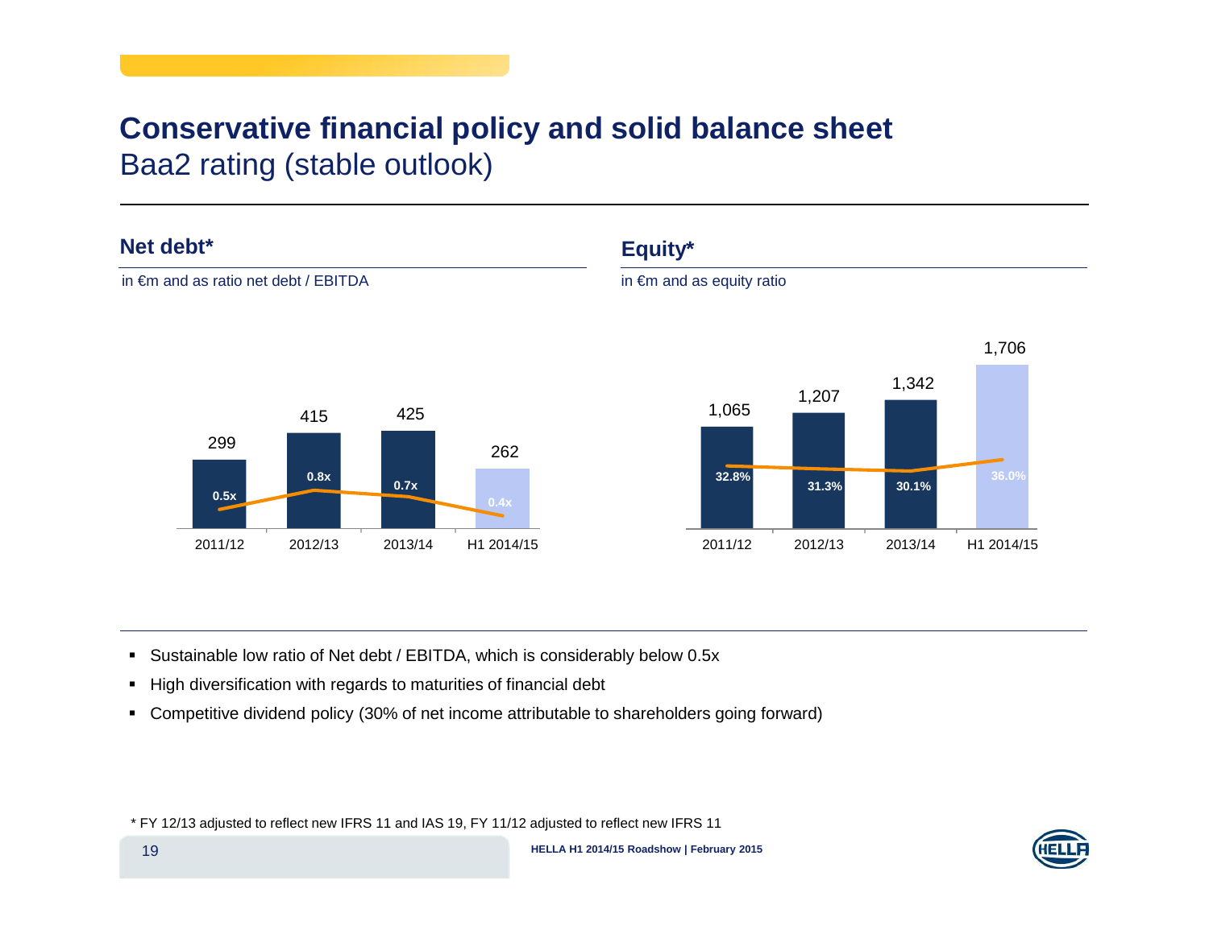# Conservative financial policy and solid balance sheet

## Baa2 rating (stable outlook)

### Net debt*

in €m and as ratio net debt / EBITDA

| | 2011/12 | 2012/13 | 2013/14 | H1 2014/15 |
|---|---|---|---|---|
| Net debt (€m) | 299 | 415 | 425 | 262 |
| Net debt / EBITDA | 0.5x | 0.8x | 0.7x | 0.4x |

### Equity*

in €m and as equity ratio

| | 2011/12 | 2012/13 | 2013/14 | H1 2014/15 |
|---|---|---|---|---|
| Equity (€m) | 1,065 | 1,207 | 1,342 | 1,706 |
| Equity ratio | 32.8% | 31.3% | 30.1% | 36.0% |

- Sustainable low ratio of Net debt / EBITDA, which is considerably below 0.5x
- High diversification with regards to maturities of financial debt
- Competitive dividend policy (30% of net income attributable to shareholders going forward)

* FY 12/13 adjusted to reflect new IFRS 11 and IAS 19, FY 11/12 adjusted to reflect new IFRS 11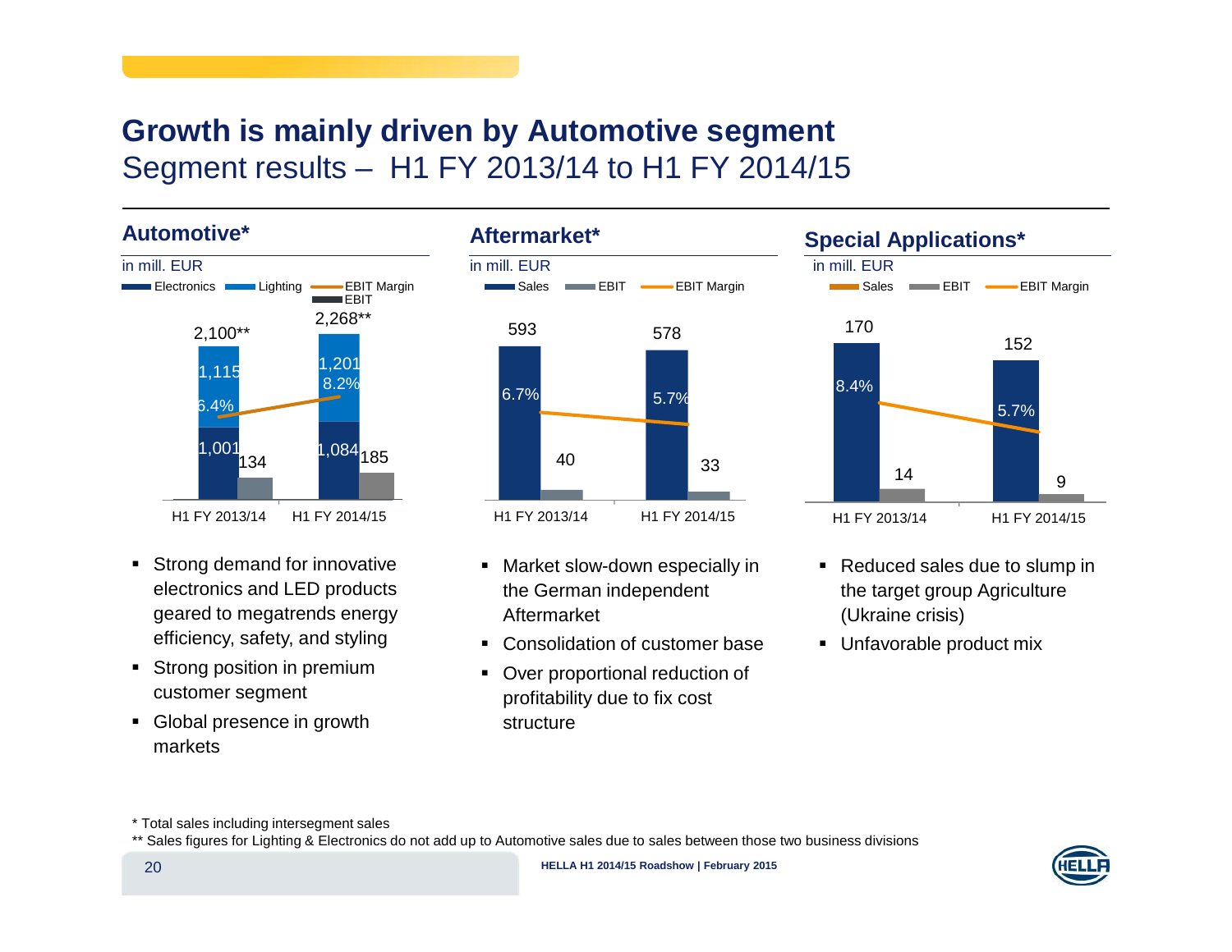# Growth is mainly driven by Automotive segment

## Segment results – H1 FY 2013/14 to H1 FY 2014/15

### Automotive*

in mill. EUR

| | H1 FY 2013/14 | H1 FY 2014/15 |
|---|---|---|
| Sales | 2,100** | 2,268** |
| Lighting | 1,115 | 1,201 |
| Electronics | 1,001 | 1,084 |
| EBIT | 134 | 185 |
| EBIT Margin | 6.4% | 8.2% |

- Strong demand for innovative electronics and LED products geared to megatrends energy efficiency, safety, and styling
- Strong position in premium customer segment
- Global presence in growth markets

### Aftermarket*

in mill. EUR

| | H1 FY 2013/14 | H1 FY 2014/15 |
|---|---|---|
| Sales | 593 | 578 |
| EBIT | 40 | 33 |
| EBIT Margin | 6.7% | 5.7% |

- Market slow-down especially in the German independent Aftermarket
- Consolidation of customer base
- Over proportional reduction of profitability due to fix cost structure

### Special Applications*

in mill. EUR

| | H1 FY 2013/14 | H1 FY 2014/15 |
|---|---|---|
| Sales | 170 | 152 |
| EBIT | 14 | 9 |
| EBIT Margin | 8.4% | 5.7% |

- Reduced sales due to slump in the target group Agriculture (Ukraine crisis)
- Unfavorable product mix

* Total sales including intersegment sales

** Sales figures for Lighting & Electronics do not add up to Automotive sales due to sales between those two business divisions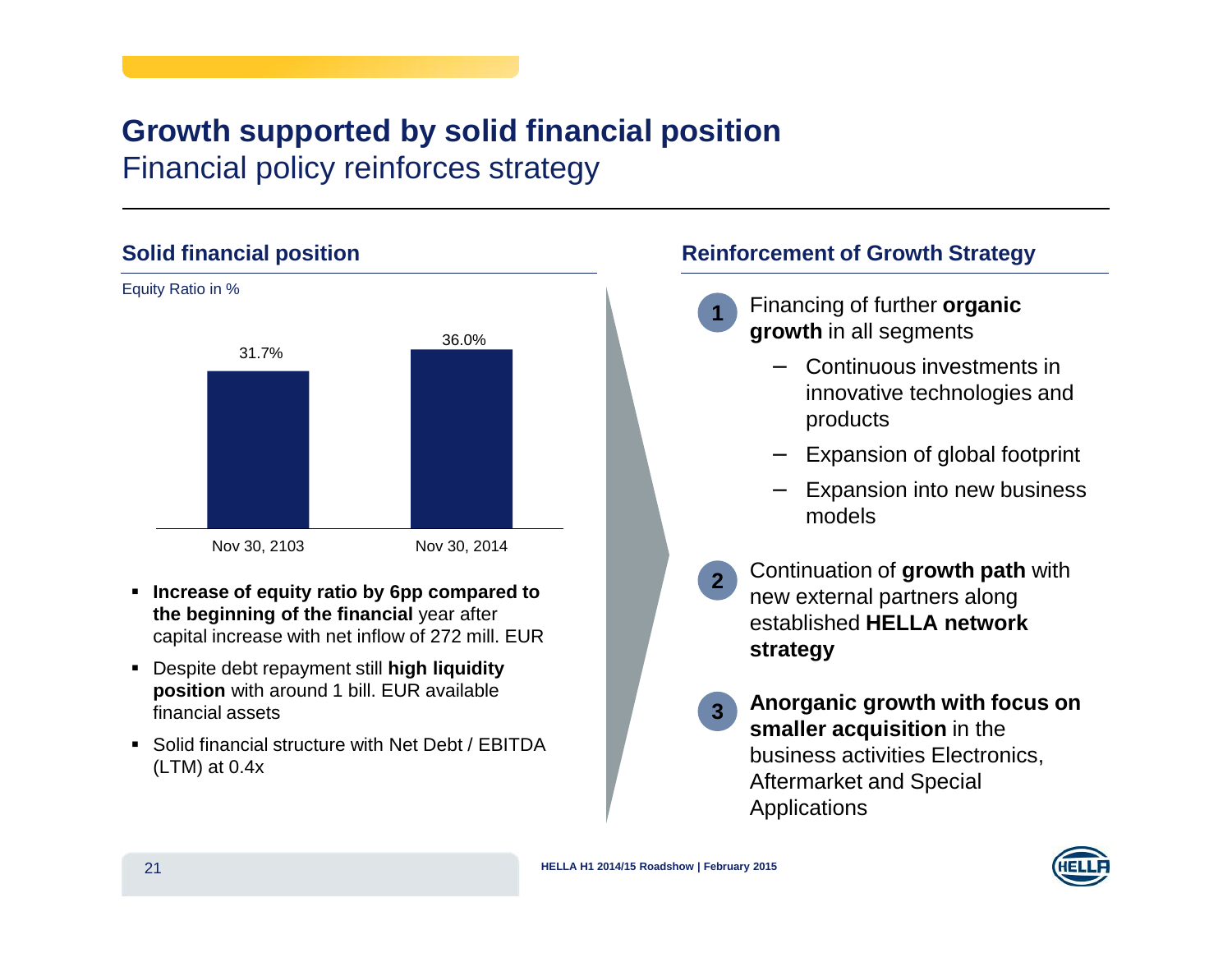# Growth supported by solid financial position

Financial policy reinforces strategy

## Solid financial position

Equity Ratio in %

| | Nov 30, 2103 | Nov 30, 2014 |
|---|---|---|
| Equity Ratio | 31.7% | 36.0% |

- **Increase of equity ratio by 6pp compared to the beginning of the financial** year after capital increase with net inflow of 272 mill. EUR
- Despite debt repayment still **high liquidity position** with around 1 bill. EUR available financial assets
- Solid financial structure with Net Debt / EBITDA (LTM) at 0.4x

## Reinforcement of Growth Strategy

1. Financing of further **organic growth** in all segments
   - Continuous investments in innovative technologies and products
   - Expansion of global footprint
   - Expansion into new business models
2. Continuation of **growth path** with new external partners along established **HELLA network strategy**
3. **Anorganic growth with focus on smaller acquisition** in the business activities Electronics, Aftermarket and Special Applications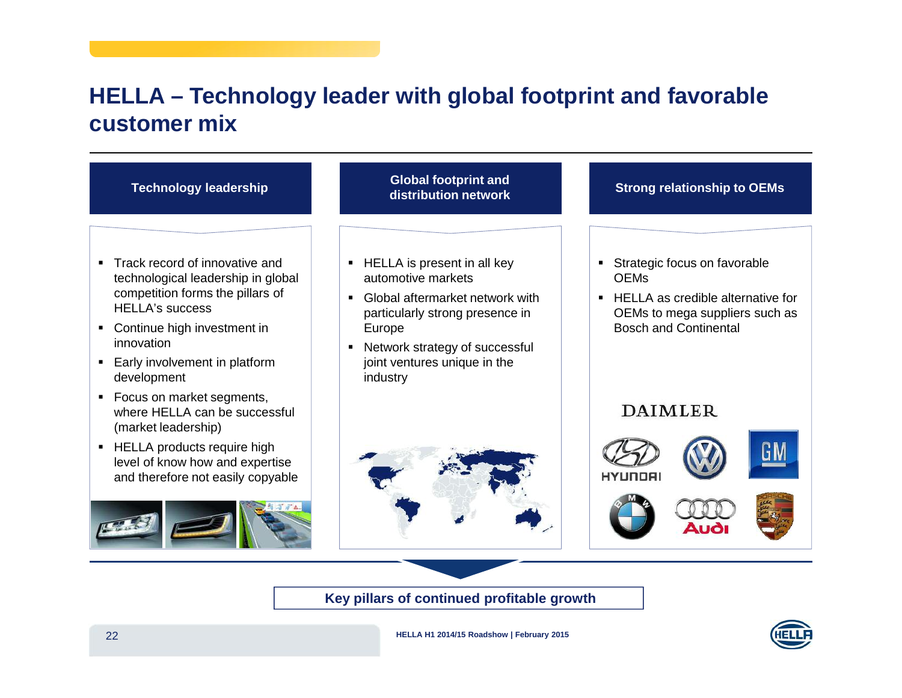# HELLA – Technology leader with global footprint and favorable customer mix

## Technology leadership

- Track record of innovative and technological leadership in global competition forms the pillars of HELLA's success
- Continue high investment in innovation
- Early involvement in platform development
- Focus on market segments, where HELLA can be successful (market leadership)
- HELLA products require high level of know how and expertise and therefore not easily copyable

## Global footprint and distribution network

- HELLA is present in all key automotive markets
- Global aftermarket network with particularly strong presence in Europe
- Network strategy of successful joint ventures unique in the industry

## Strong relationship to OEMs

- Strategic focus on favorable OEMs
- HELLA as credible alternative for OEMs to mega suppliers such as Bosch and Continental

DAIMLER

HYUNDAI

**Key pillars of continued profitable growth**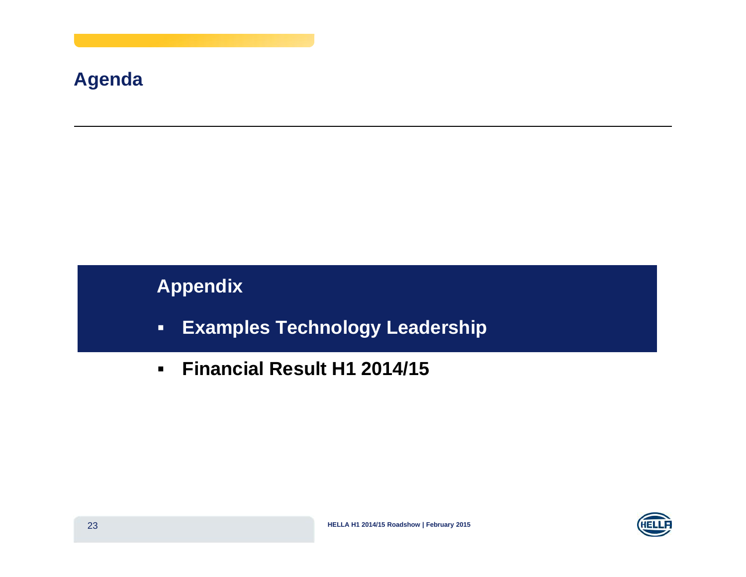# Agenda

## Appendix

- **Examples Technology Leadership**
- **Financial Result H1 2014/15**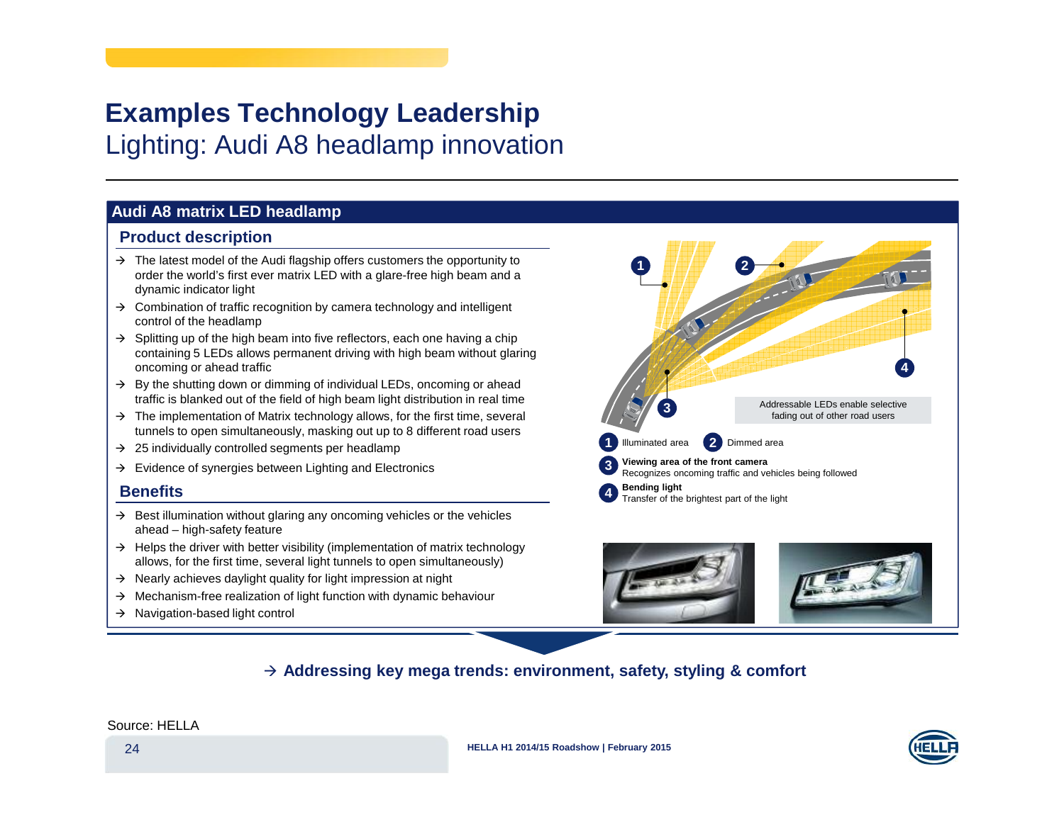# Examples Technology Leadership

## Lighting: Audi A8 headlamp innovation

### Audi A8 matrix LED headlamp

#### Product description

- → The latest model of the Audi flagship offers customers the opportunity to order the world's first ever matrix LED with a glare-free high beam and a dynamic indicator light
- → Combination of traffic recognition by camera technology and intelligent control of the headlamp
- → Splitting up of the high beam into five reflectors, each one having a chip containing 5 LEDs allows permanent driving with high beam without glaring oncoming or ahead traffic
- → By the shutting down or dimming of individual LEDs, oncoming or ahead traffic is blanked out of the field of high beam light distribution in real time
- → The implementation of Matrix technology allows, for the first time, several tunnels to open simultaneously, masking out up to 8 different road users
- → 25 individually controlled segments per headlamp
- → Evidence of synergies between Lighting and Electronics

#### Benefits

- → Best illumination without glaring any oncoming vehicles or the vehicles ahead – high-safety feature
- → Helps the driver with better visibility (implementation of matrix technology allows, for the first time, several light tunnels to open simultaneously)
- → Nearly achieves daylight quality for light impression at night
- → Mechanism-free realization of light function with dynamic behaviour
- → Navigation-based light control

Addressable LEDs enable selective fading out of other road users

1. Illuminated area
2. Dimmed area
3. **Viewing area of the front camera** – Recognizes oncoming traffic and vehicles being followed
4. **Bending light** – Transfer of the brightest part of the light

**→ Addressing key mega trends: environment, safety, styling & comfort**

Source: HELLA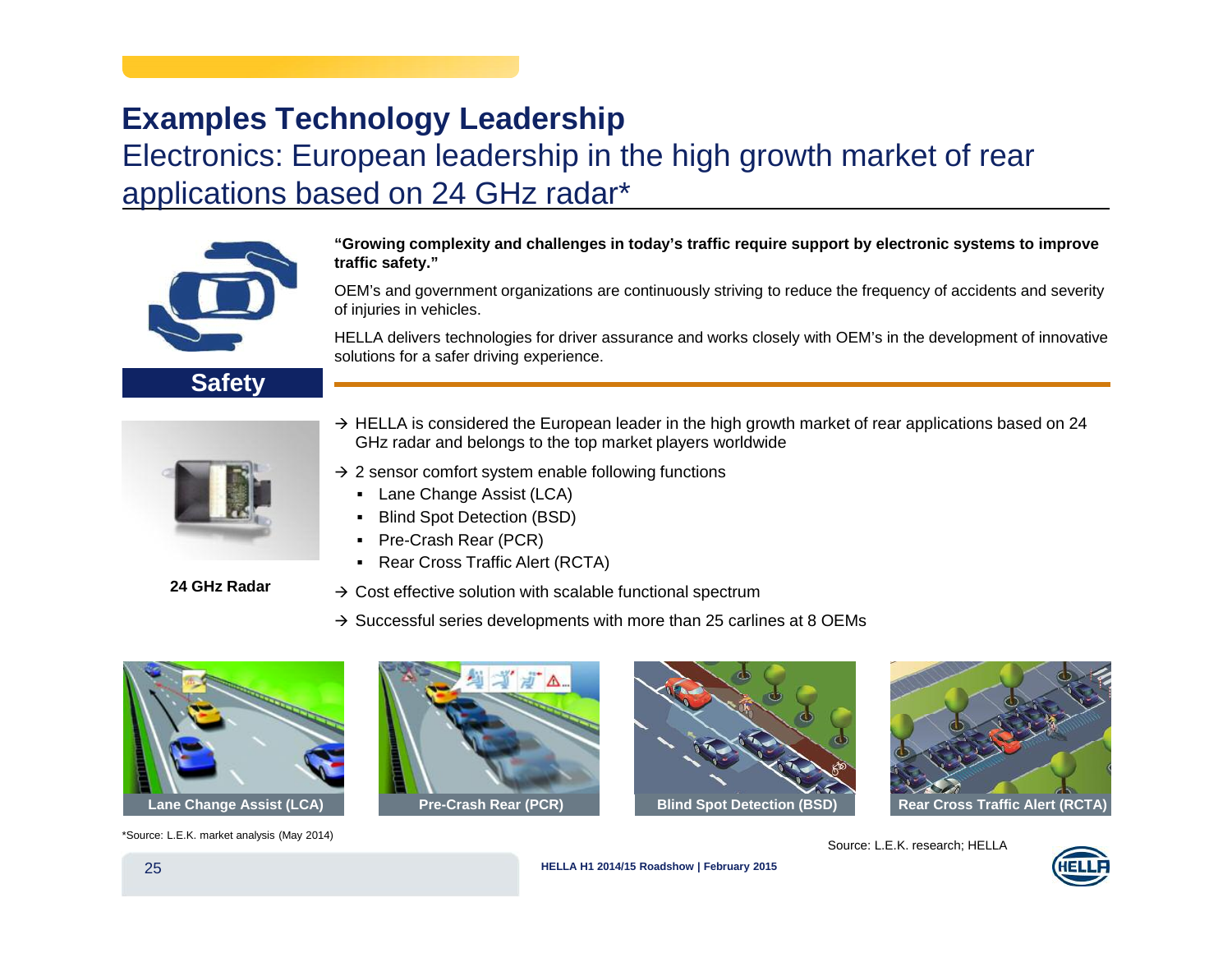# Examples Technology Leadership

## Electronics: European leadership in the high growth market of rear applications based on 24 GHz radar*

**Safety**

**"Growing complexity and challenges in today's traffic require support by electronic systems to improve traffic safety."**

OEM's and government organizations are continuously striving to reduce the frequency of accidents and severity of injuries in vehicles.

HELLA delivers technologies for driver assurance and works closely with OEM's in the development of innovative solutions for a safer driving experience.

**24 GHz Radar**

→ HELLA is considered the European leader in the high growth market of rear applications based on 24 GHz radar and belongs to the top market players worldwide

→ 2 sensor comfort system enable following functions
- Lane Change Assist (LCA)
- Blind Spot Detection (BSD)
- Pre-Crash Rear (PCR)
- Rear Cross Traffic Alert (RCTA)

→ Cost effective solution with scalable functional spectrum

→ Successful series developments with more than 25 carlines at 8 OEMs

Lane Change Assist (LCA)

Pre-Crash Rear (PCR)

Blind Spot Detection (BSD)

Rear Cross Traffic Alert (RCTA)

*Source: L.E.K. market analysis (May 2014)

Source: L.E.K. research; HELLA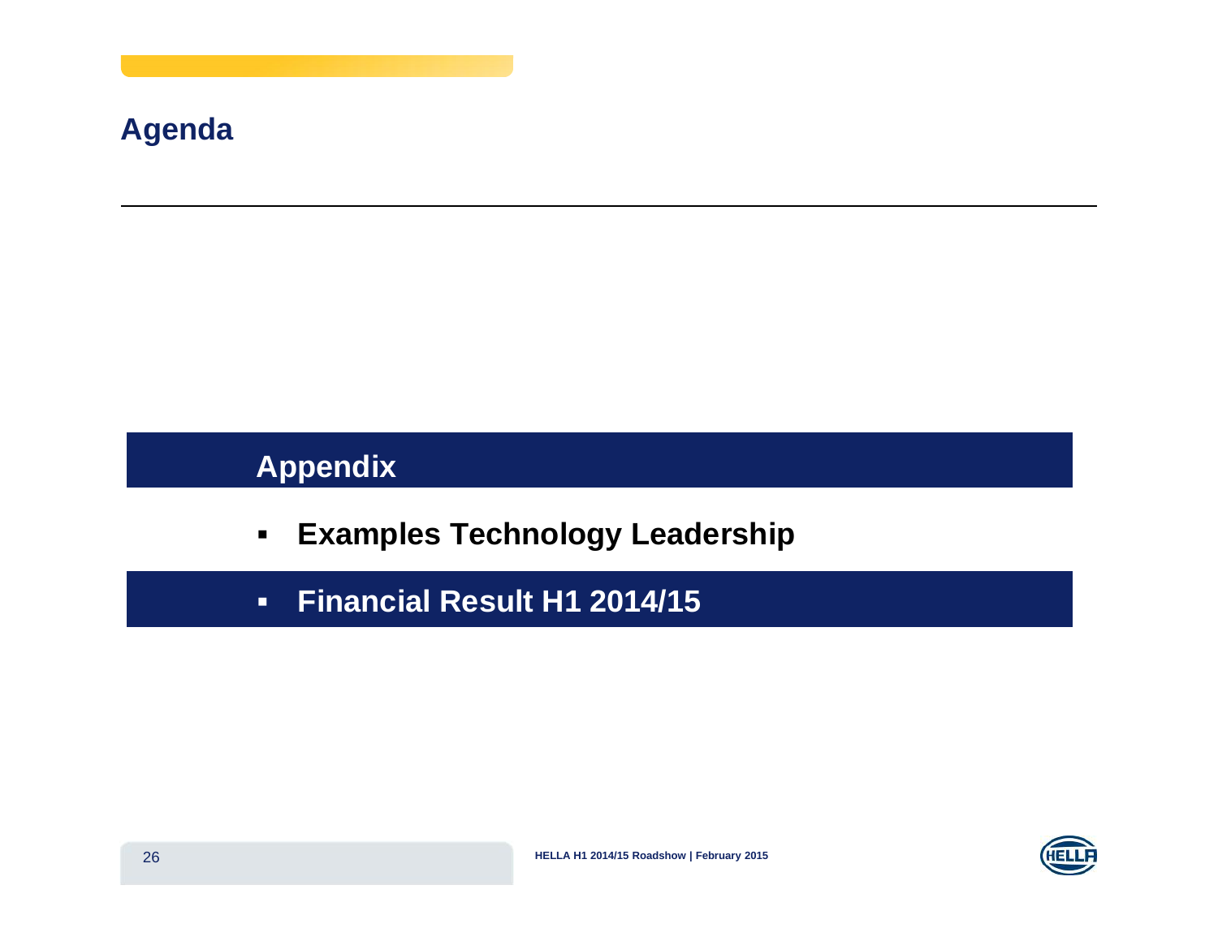# Agenda

## Appendix

- **Examples Technology Leadership**
- **Financial Result H1 2014/15**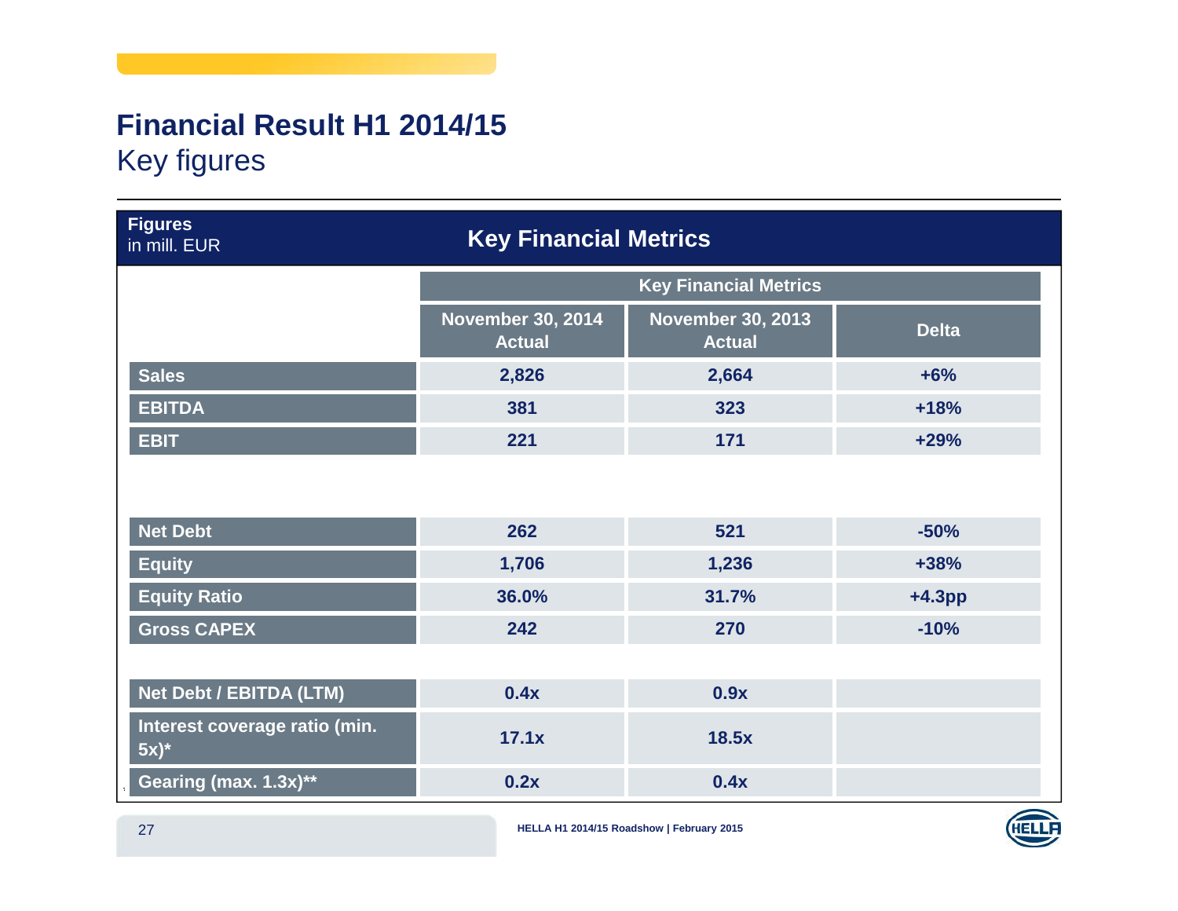# Financial Result H1 2014/15

## Key figures

**Figures** in mill. EUR — **Key Financial Metrics**

| | Key Financial Metrics | | |
|---|---|---|---|
| | November 30, 2014 Actual | November 30, 2013 Actual | Delta |
| **Sales** | 2,826 | 2,664 | +6% |
| **EBITDA** | 381 | 323 | +18% |
| **EBIT** | 221 | 171 | +29% |
| | | | |
| **Net Debt** | 262 | 521 | -50% |
| **Equity** | 1,706 | 1,236 | +38% |
| **Equity Ratio** | 36.0% | 31.7% | +4.3pp |
| **Gross CAPEX** | 242 | 270 | -10% |
| | | | |
| **Net Debt / EBITDA (LTM)** | 0.4x | 0.9x | |
| **Interest coverage ratio (min. 5x)*** | 17.1x | 18.5x | |
| **Gearing (max. 1.3x)**** | 0.2x | 0.4x | |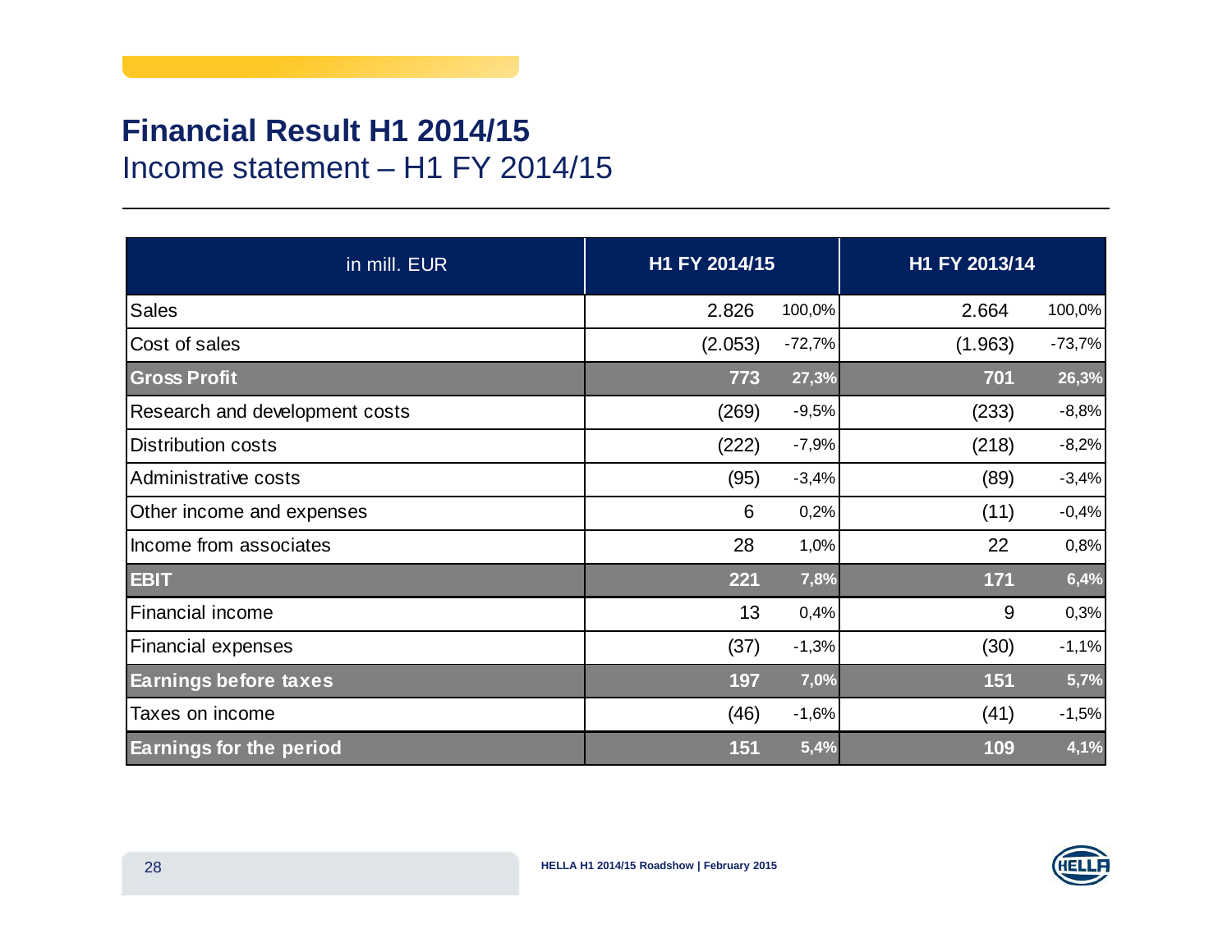# Financial Result H1 2014/15

## Income statement – H1 FY 2014/15

| in mill. EUR | H1 FY 2014/15 | | H1 FY 2013/14 | |
|---|---|---|---|---|
| Sales | 2.826 | 100,0% | 2.664 | 100,0% |
| Cost of sales | (2.053) | -72,7% | (1.963) | -73,7% |
| **Gross Profit** | **773** | **27,3%** | **701** | **26,3%** |
| Research and development costs | (269) | -9,5% | (233) | -8,8% |
| Distribution costs | (222) | -7,9% | (218) | -8,2% |
| Administrative costs | (95) | -3,4% | (89) | -3,4% |
| Other income and expenses | 6 | 0,2% | (11) | -0,4% |
| Income from associates | 28 | 1,0% | 22 | 0,8% |
| **EBIT** | **221** | **7,8%** | **171** | **6,4%** |
| Financial income | 13 | 0,4% | 9 | 0,3% |
| Financial expenses | (37) | -1,3% | (30) | -1,1% |
| **Earnings before taxes** | **197** | **7,0%** | **151** | **5,7%** |
| Taxes on income | (46) | -1,6% | (41) | -1,5% |
| **Earnings for the period** | **151** | **5,4%** | **109** | **4,1%** |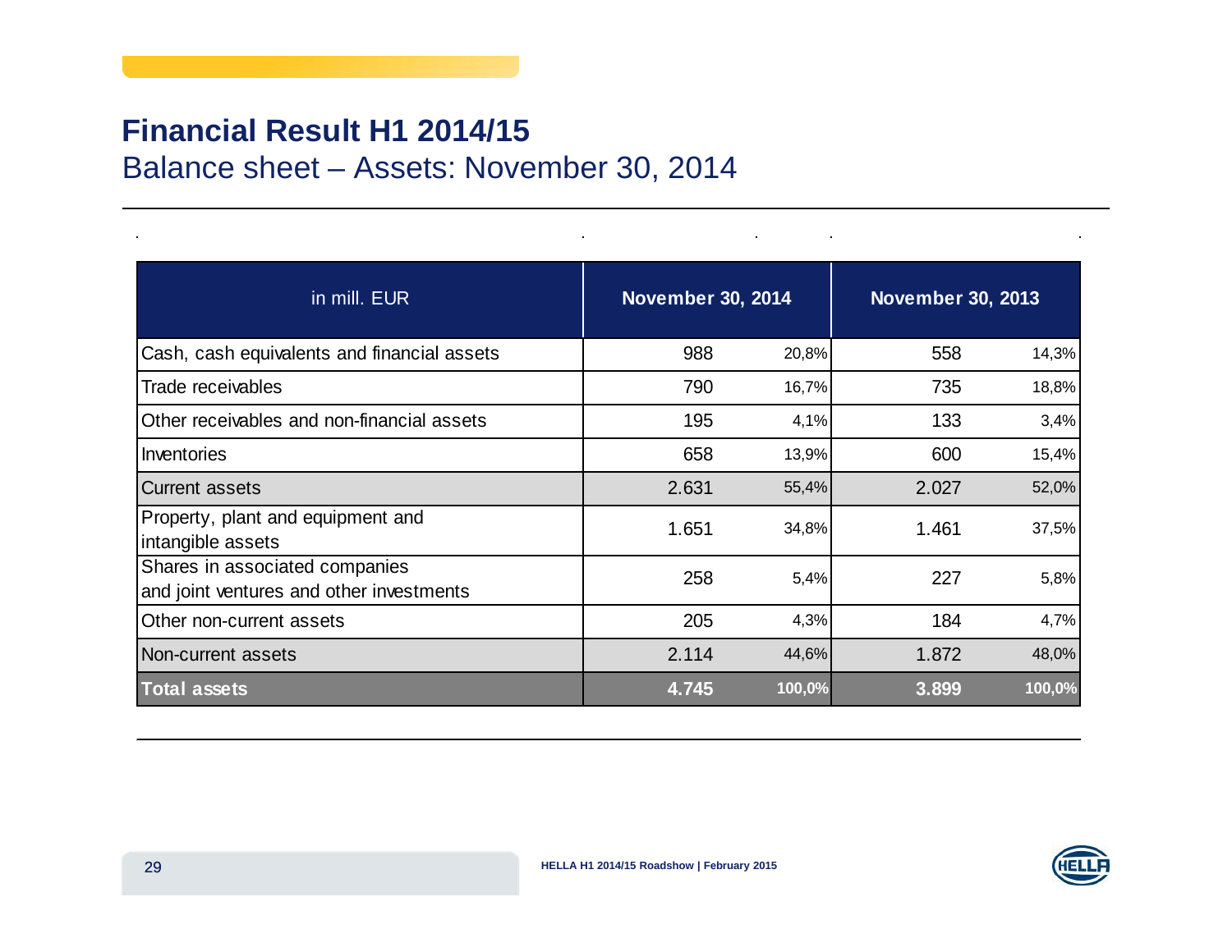# Financial Result H1 2014/15

## Balance sheet – Assets: November 30, 2014

| in mill. EUR | November 30, 2014 | | November 30, 2013 | |
|---|---|---|---|---|
| Cash, cash equivalents and financial assets | 988 | 20,8% | 558 | 14,3% |
| Trade receivables | 790 | 16,7% | 735 | 18,8% |
| Other receivables and non-financial assets | 195 | 4,1% | 133 | 3,4% |
| Inventories | 658 | 13,9% | 600 | 15,4% |
| Current assets | 2.631 | 55,4% | 2.027 | 52,0% |
| Property, plant and equipment and intangible assets | 1.651 | 34,8% | 1.461 | 37,5% |
| Shares in associated companies and joint ventures and other investments | 258 | 5,4% | 227 | 5,8% |
| Other non-current assets | 205 | 4,3% | 184 | 4,7% |
| Non-current assets | 2.114 | 44,6% | 1.872 | 48,0% |
| **Total assets** | **4.745** | **100,0%** | **3.899** | **100,0%** |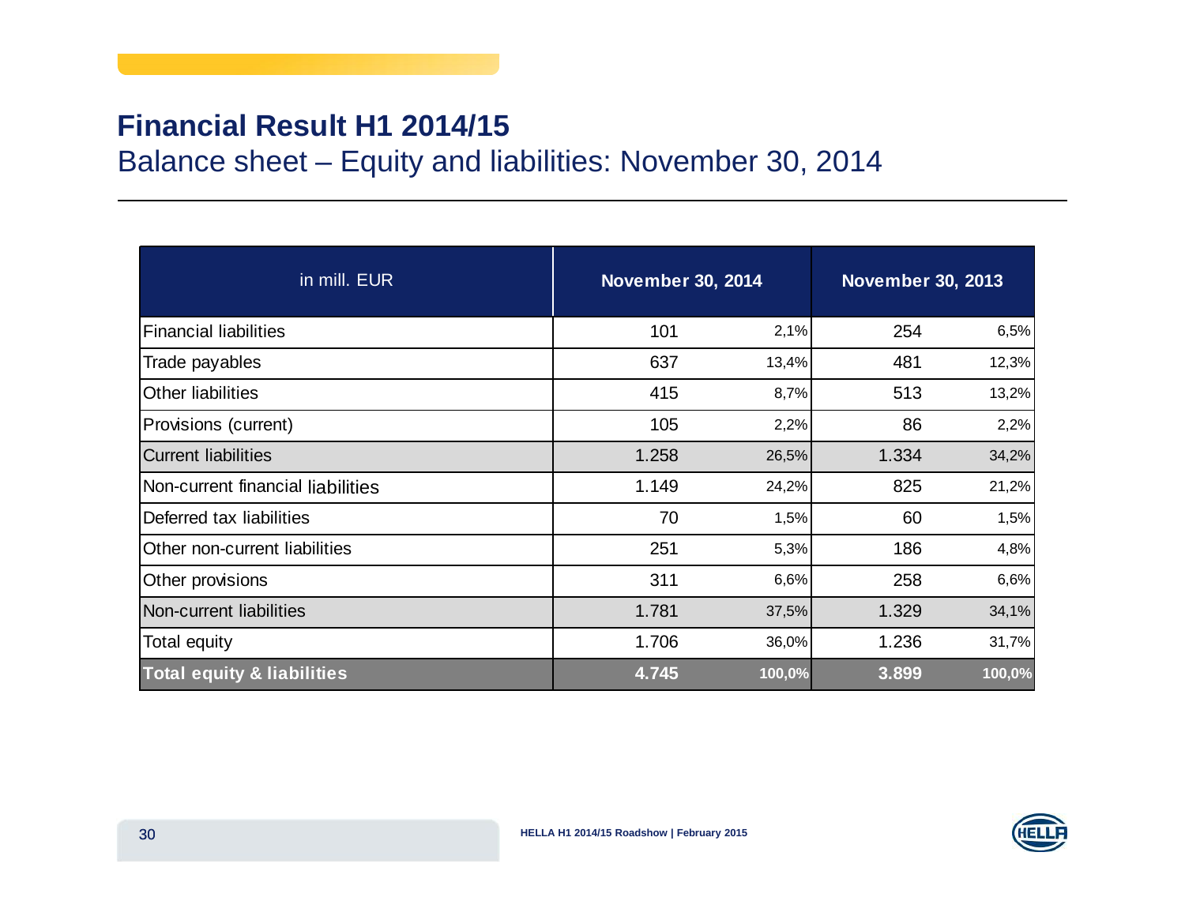# Financial Result H1 2014/15

## Balance sheet – Equity and liabilities: November 30, 2014

| in mill. EUR | November 30, 2014 | | November 30, 2013 | |
|---|---|---|---|---|
| Financial liabilities | 101 | 2,1% | 254 | 6,5% |
| Trade payables | 637 | 13,4% | 481 | 12,3% |
| Other liabilities | 415 | 8,7% | 513 | 13,2% |
| Provisions (current) | 105 | 2,2% | 86 | 2,2% |
| Current liabilities | 1.258 | 26,5% | 1.334 | 34,2% |
| Non-current financial liabilities | 1.149 | 24,2% | 825 | 21,2% |
| Deferred tax liabilities | 70 | 1,5% | 60 | 1,5% |
| Other non-current liabilities | 251 | 5,3% | 186 | 4,8% |
| Other provisions | 311 | 6,6% | 258 | 6,6% |
| Non-current liabilities | 1.781 | 37,5% | 1.329 | 34,1% |
| Total equity | 1.706 | 36,0% | 1.236 | 31,7% |
| **Total equity & liabilities** | **4.745** | **100,0%** | **3.899** | **100,0%** |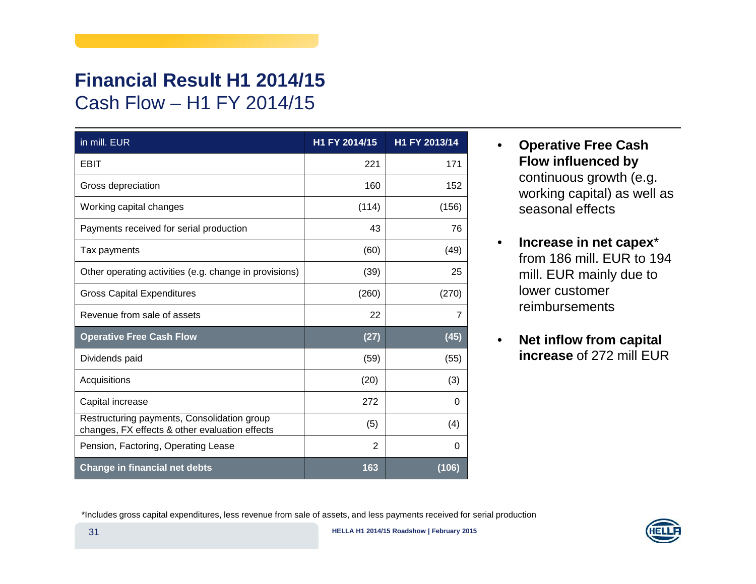# Financial Result H1 2014/15

## Cash Flow – H1 FY 2014/15

| in mill. EUR | H1 FY 2014/15 | H1 FY 2013/14 |
|---|---|---|
| EBIT | 221 | 171 |
| Gross depreciation | 160 | 152 |
| Working capital changes | (114) | (156) |
| Payments received for serial production | 43 | 76 |
| Tax payments | (60) | (49) |
| Other operating activities (e.g. change in provisions) | (39) | 25 |
| Gross Capital Expenditures | (260) | (270) |
| Revenue from sale of assets | 22 | 7 |
| **Operative Free Cash Flow** | **(27)** | **(45)** |
| Dividends paid | (59) | (55) |
| Acquisitions | (20) | (3) |
| Capital increase | 272 | 0 |
| Restructuring payments, Consolidation group changes, FX effects & other evaluation effects | (5) | (4) |
| Pension, Factoring, Operating Lease | 2 | 0 |
| **Change in financial net debts** | **163** | **(106)** |

- **Operative Free Cash Flow influenced by** continuous growth (e.g. working capital) as well as seasonal effects
- **Increase in net capex*** from 186 mill. EUR to 194 mill. EUR mainly due to lower customer reimbursements
- **Net inflow from capital increase** of 272 mill EUR

*Includes gross capital expenditures, less revenue from sale of assets, and less payments received for serial production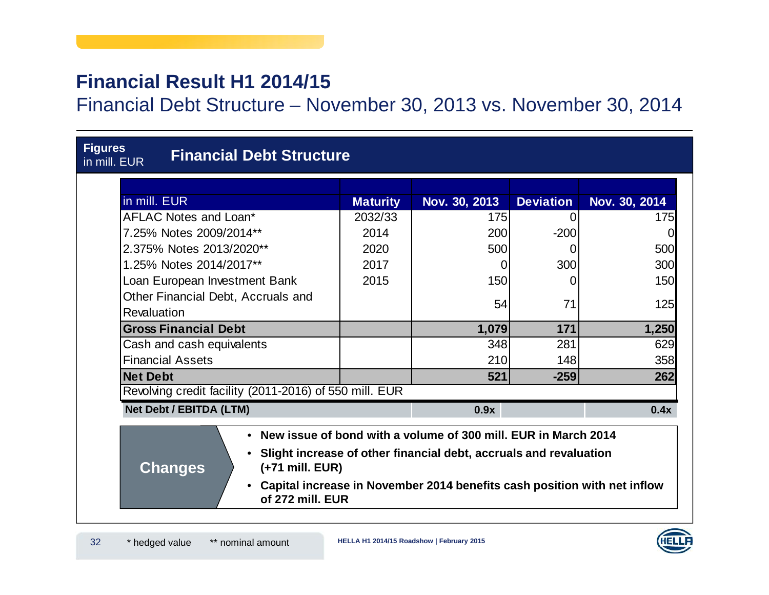# Financial Result H1 2014/15

## Financial Debt Structure – November 30, 2013 vs. November 30, 2014

**Figures** in mill. EUR

### Financial Debt Structure

| in mill. EUR | Maturity | Nov. 30, 2013 | Deviation | Nov. 30, 2014 |
|---|---|---|---|---|
| AFLAC Notes and Loan* | 2032/33 | 175 | 0 | 175 |
| 7.25% Notes 2009/2014** | 2014 | 200 | -200 | 0 |
| 2.375% Notes 2013/2020** | 2020 | 500 | 0 | 500 |
| 1.25% Notes 2014/2017** | 2017 | 0 | 300 | 300 |
| Loan European Investment Bank | 2015 | 150 | 0 | 150 |
| Other Financial Debt, Accruals and Revaluation | | 54 | 71 | 125 |
| **Gross Financial Debt** | | **1,079** | **171** | **1,250** |
| Cash and cash equivalents | | 348 | 281 | 629 |
| Financial Assets | | 210 | 148 | 358 |
| **Net Debt** | | **521** | **-259** | **262** |
| Revolving credit facility (2011-2016) of 550 mill. EUR | | | | |
| **Net Debt / EBITDA (LTM)** | | **0.9x** | | **0.4x** |

**Changes**

- **New issue of bond with a volume of 300 mill. EUR in March 2014**
- **Slight increase of other financial debt, accruals and revaluation (+71 mill. EUR)**
- **Capital increase in November 2014 benefits cash position with net inflow of 272 mill. EUR**

\* hedged value ** nominal amount